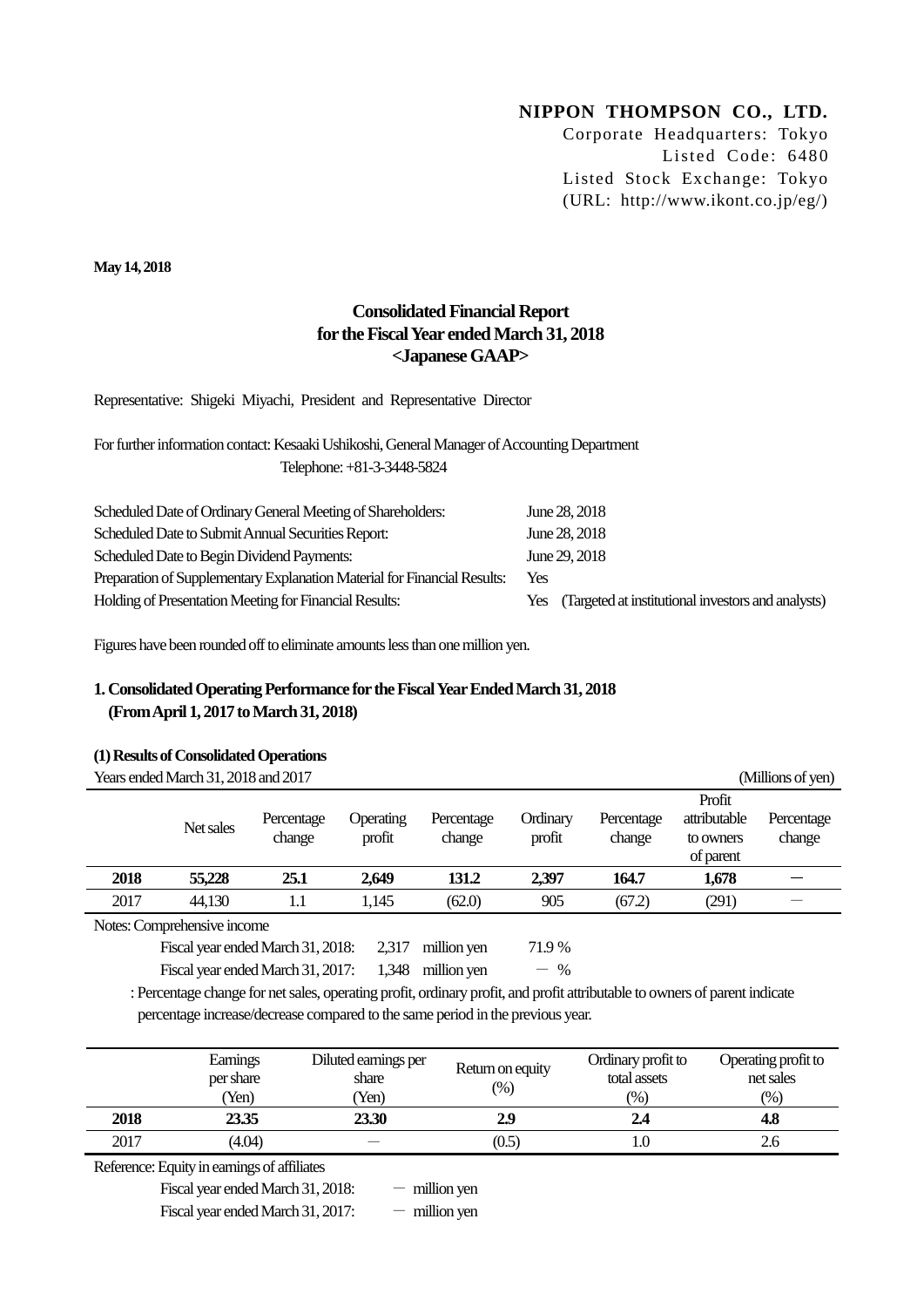**NIPPON THOMPSON CO., LTD.**
Corporate Headquarters: Tokyo
Listed Code: 6480
Listed Stock Exchange: Tokyo
(URL: http://www.ikont.co.jp/eg/)

**May 14, 2018**

# Consolidated Financial Report for the Fiscal Year ended March 31, 2018 <Japanese GAAP>

Representative: Shigeki Miyachi, President and Representative Director

For further information contact: Kesaaki Ushikoshi, General Manager of Accounting Department
Telephone: +81-3-3448-5824

| | |
|---|---|
| Scheduled Date of Ordinary General Meeting of Shareholders: | June 28, 2018 |
| Scheduled Date to Submit Annual Securities Report: | June 28, 2018 |
| Scheduled Date to Begin Dividend Payments: | June 29, 2018 |
| Preparation of Supplementary Explanation Material for Financial Results: | Yes |
| Holding of Presentation Meeting for Financial Results: | Yes (Targeted at institutional investors and analysts) |

Figures have been rounded off to eliminate amounts less than one million yen.

## 1. Consolidated Operating Performance for the Fiscal Year Ended March 31, 2018 (From April 1, 2017 to March 31, 2018)

### (1) Results of Consolidated Operations

Years ended March 31, 2018 and 2017 (Millions of yen)

| | Net sales | Percentage change | Operating profit | Percentage change | Ordinary profit | Percentage change | Profit attributable to owners of parent | Percentage change |
|---|---|---|---|---|---|---|---|---|
| **2018** | **55,228** | **25.1** | **2,649** | **131.2** | **2,397** | **164.7** | **1,678** | **—** |
| 2017 | 44,130 | 1.1 | 1,145 | (62.0) | 905 | (67.2) | (291) | — |

Notes: Comprehensive income

Fiscal year ended March 31, 2018: 2,317 million yen 71.9 %

Fiscal year ended March 31, 2017: 1,348 million yen — %

: Percentage change for net sales, operating profit, ordinary profit, and profit attributable to owners of parent indicate percentage increase/decrease compared to the same period in the previous year.

| | Earnings per share (Yen) | Diluted earnings per share (Yen) | Return on equity (%) | Ordinary profit to total assets (%) | Operating profit to net sales (%) |
|---|---|---|---|---|---|
| **2018** | **23.35** | **23.30** | **2.9** | **2.4** | **4.8** |
| 2017 | (4.04) | — | (0.5) | 1.0 | 2.6 |

Reference: Equity in earnings of affiliates

Fiscal year ended March 31, 2018: — million yen

Fiscal year ended March 31, 2017: — million yen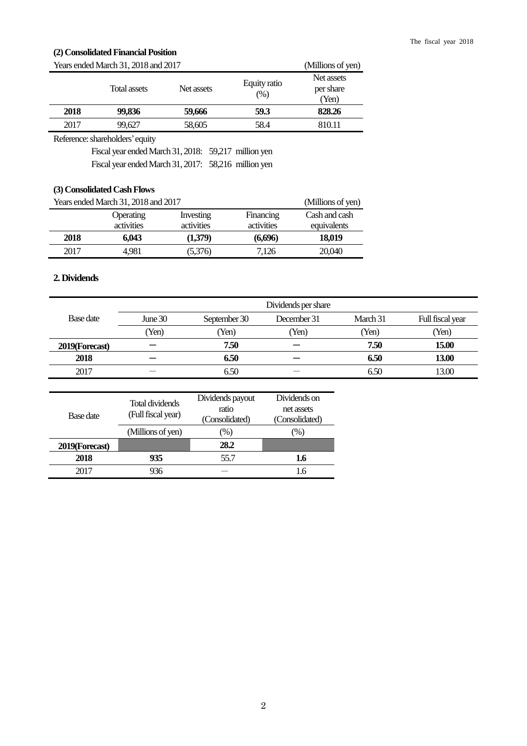### (2) Consolidated Financial Position

Years ended March 31, 2018 and 2017 (Millions of yen)

| | Total assets | Net assets | Equity ratio (%) | Net assets per share (Yen) |
|---|---|---|---|---|
| **2018** | **99,836** | **59,666** | **59.3** | **828.26** |
| 2017 | 99,627 | 58,605 | 58.4 | 810.11 |

Reference: shareholders' equity

Fiscal year ended March 31, 2018: 59,217 million yen

Fiscal year ended March 31, 2017: 58,216 million yen

### (3) Consolidated Cash Flows

Years ended March 31, 2018 and 2017 (Millions of yen)

| | Operating activities | Investing activities | Financing activities | Cash and cash equivalents |
|---|---|---|---|---|
| **2018** | **6,043** | **(1,379)** | **(6,696)** | **18,019** |
| 2017 | 4,981 | (5,376) | 7,126 | 20,040 |

## 2. Dividends

| Base date | Dividends per share | | | | |
|---|---|---|---|---|---|
| | June 30 | September 30 | December 31 | March 31 | Full fiscal year |
| | (Yen) | (Yen) | (Yen) | (Yen) | (Yen) |
| **2019(Forecast)** | **―** | **7.50** | **―** | **7.50** | **15.00** |
| **2018** | **―** | **6.50** | **―** | **6.50** | **13.00** |
| 2017 | ― | 6.50 | ― | 6.50 | 13.00 |

| Base date | Total dividends (Full fiscal year) | Dividends payout ratio (Consolidated) | Dividends on net assets (Consolidated) |
|---|---|---|---|
| | (Millions of yen) | (%) | (%) |
| **2019(Forecast)** | | **28.2** | |
| **2018** | **935** | 55.7 | **1.6** |
| 2017 | 936 | ― | 1.6 |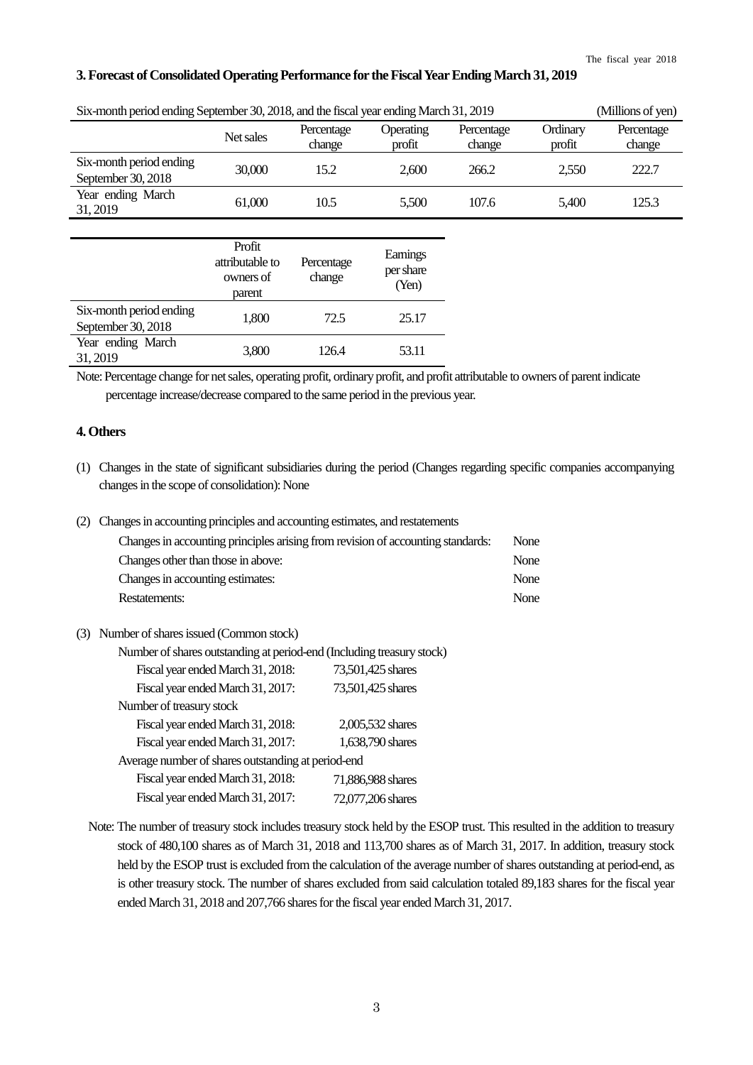## 3. Forecast of Consolidated Operating Performance for the Fiscal Year Ending March 31, 2019

Six-month period ending September 30, 2018, and the fiscal year ending March 31, 2019 (Millions of yen)

| | Net sales | Percentage change | Operating profit | Percentage change | Ordinary profit | Percentage change |
|---|---|---|---|---|---|---|
| Six-month period ending September 30, 2018 | 30,000 | 15.2 | 2,600 | 266.2 | 2,550 | 222.7 |
| Year ending March 31, 2019 | 61,000 | 10.5 | 5,500 | 107.6 | 5,400 | 125.3 |

| | Profit attributable to owners of parent | Percentage change | Earnings per share (Yen) |
|---|---|---|---|
| Six-month period ending September 30, 2018 | 1,800 | 72.5 | 25.17 |
| Year ending March 31, 2019 | 3,800 | 126.4 | 53.11 |

Note: Percentage change for net sales, operating profit, ordinary profit, and profit attributable to owners of parent indicate percentage increase/decrease compared to the same period in the previous year.

## 4. Others

(1) Changes in the state of significant subsidiaries during the period (Changes regarding specific companies accompanying changes in the scope of consolidation): None

(2) Changes in accounting principles and accounting estimates, and restatements

- Changes in accounting principles arising from revision of accounting standards: None
- Changes other than those in above: None
- Changes in accounting estimates: None
- Restatements: None

(3) Number of shares issued (Common stock)

Number of shares outstanding at period-end (Including treasury stock)

- Fiscal year ended March 31, 2018: 73,501,425 shares
- Fiscal year ended March 31, 2017: 73,501,425 shares

Number of treasury stock

- Fiscal year ended March 31, 2018: 2,005,532 shares
- Fiscal year ended March 31, 2017: 1,638,790 shares

Average number of shares outstanding at period-end

- Fiscal year ended March 31, 2018: 71,886,988 shares
- Fiscal year ended March 31, 2017: 72,077,206 shares

Note: The number of treasury stock includes treasury stock held by the ESOP trust. This resulted in the addition to treasury stock of 480,100 shares as of March 31, 2018 and 113,700 shares as of March 31, 2017. In addition, treasury stock held by the ESOP trust is excluded from the calculation of the average number of shares outstanding at period-end, as is other treasury stock. The number of shares excluded from said calculation totaled 89,183 shares for the fiscal year ended March 31, 2018 and 207,766 shares for the fiscal year ended March 31, 2017.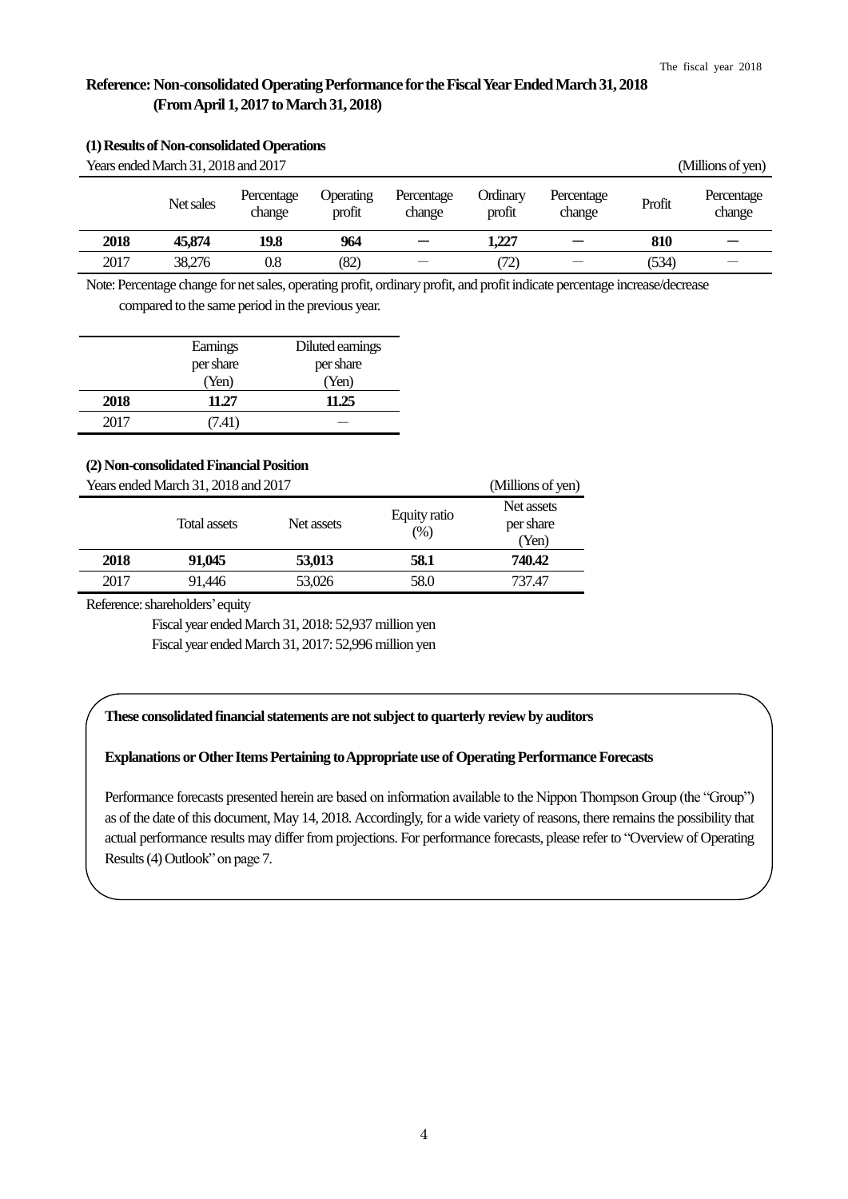**Reference: Non-consolidated Operating Performance for the Fiscal Year Ended March 31, 2018 (From April 1, 2017 to March 31, 2018)**

### (1) Results of Non-consolidated Operations

Years ended March 31, 2018 and 2017 (Millions of yen)

| | Net sales | Percentage change | Operating profit | Percentage change | Ordinary profit | Percentage change | Profit | Percentage change |
|---|---|---|---|---|---|---|---|---|
| **2018** | **45,874** | **19.8** | **964** | **—** | **1,227** | **—** | **810** | **—** |
| 2017 | 38,276 | 0.8 | (82) | — | (72) | — | (534) | — |

Note: Percentage change for net sales, operating profit, ordinary profit, and profit indicate percentage increase/decrease compared to the same period in the previous year.

| | Earnings per share (Yen) | Diluted earnings per share (Yen) |
|---|---|---|
| **2018** | **11.27** | **11.25** |
| 2017 | (7.41) | — |

### (2) Non-consolidated Financial Position

Years ended March 31, 2018 and 2017 (Millions of yen)

| | Total assets | Net assets | Equity ratio (%) | Net assets per share (Yen) |
|---|---|---|---|---|
| **2018** | **91,045** | **53,013** | **58.1** | **740.42** |
| 2017 | 91,446 | 53,026 | 58.0 | 737.47 |

Reference: shareholders' equity

Fiscal year ended March 31, 2018: 52,937 million yen

Fiscal year ended March 31, 2017: 52,996 million yen

**These consolidated financial statements are not subject to quarterly review by auditors**

**Explanations or Other Items Pertaining to Appropriate use of Operating Performance Forecasts**

Performance forecasts presented herein are based on information available to the Nippon Thompson Group (the "Group") as of the date of this document, May 14, 2018. Accordingly, for a wide variety of reasons, there remains the possibility that actual performance results may differ from projections. For performance forecasts, please refer to "Overview of Operating Results (4) Outlook" on page 7.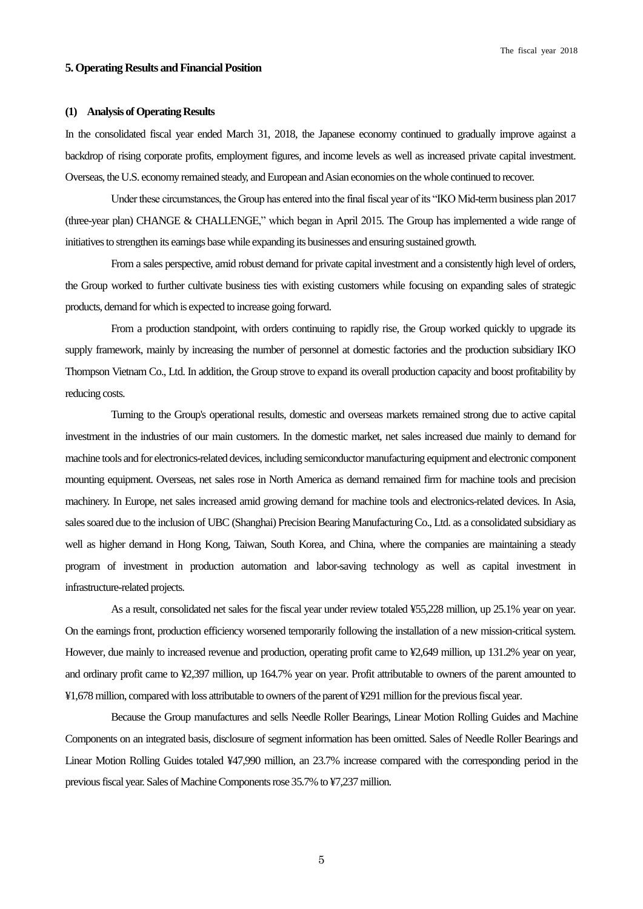## 5. Operating Results and Financial Position

### (1) Analysis of Operating Results

In the consolidated fiscal year ended March 31, 2018, the Japanese economy continued to gradually improve against a backdrop of rising corporate profits, employment figures, and income levels as well as increased private capital investment. Overseas, the U.S. economy remained steady, and European and Asian economies on the whole continued to recover.

Under these circumstances, the Group has entered into the final fiscal year of its "IKO Mid-term business plan 2017 (three-year plan) CHANGE & CHALLENGE," which began in April 2015. The Group has implemented a wide range of initiatives to strengthen its earnings base while expanding its businesses and ensuring sustained growth.

From a sales perspective, amid robust demand for private capital investment and a consistently high level of orders, the Group worked to further cultivate business ties with existing customers while focusing on expanding sales of strategic products, demand for which is expected to increase going forward.

From a production standpoint, with orders continuing to rapidly rise, the Group worked quickly to upgrade its supply framework, mainly by increasing the number of personnel at domestic factories and the production subsidiary IKO Thompson Vietnam Co., Ltd. In addition, the Group strove to expand its overall production capacity and boost profitability by reducing costs.

Turning to the Group's operational results, domestic and overseas markets remained strong due to active capital investment in the industries of our main customers. In the domestic market, net sales increased due mainly to demand for machine tools and for electronics-related devices, including semiconductor manufacturing equipment and electronic component mounting equipment. Overseas, net sales rose in North America as demand remained firm for machine tools and precision machinery. In Europe, net sales increased amid growing demand for machine tools and electronics-related devices. In Asia, sales soared due to the inclusion of UBC (Shanghai) Precision Bearing Manufacturing Co., Ltd. as a consolidated subsidiary as well as higher demand in Hong Kong, Taiwan, South Korea, and China, where the companies are maintaining a steady program of investment in production automation and labor-saving technology as well as capital investment in infrastructure-related projects.

As a result, consolidated net sales for the fiscal year under review totaled ¥55,228 million, up 25.1% year on year. On the earnings front, production efficiency worsened temporarily following the installation of a new mission-critical system. However, due mainly to increased revenue and production, operating profit came to ¥2,649 million, up 131.2% year on year, and ordinary profit came to ¥2,397 million, up 164.7% year on year. Profit attributable to owners of the parent amounted to ¥1,678 million, compared with loss attributable to owners of the parent of ¥291 million for the previous fiscal year.

Because the Group manufactures and sells Needle Roller Bearings, Linear Motion Rolling Guides and Machine Components on an integrated basis, disclosure of segment information has been omitted. Sales of Needle Roller Bearings and Linear Motion Rolling Guides totaled ¥47,990 million, an 23.7% increase compared with the corresponding period in the previous fiscal year. Sales of Machine Components rose 35.7% to ¥7,237 million.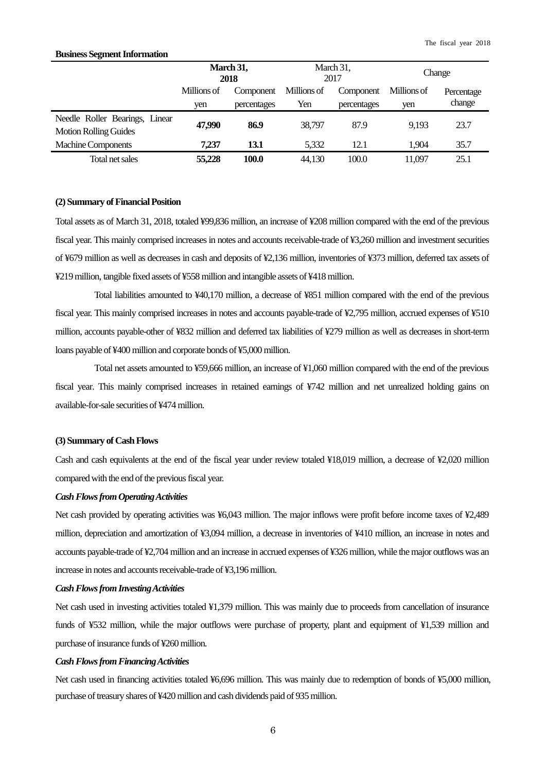**Business Segment Information**

| | March 31, 2018 | | March 31, 2017 | | Change | |
|---|---|---|---|---|---|---|
| | Millions of yen | Component percentages | Millions of Yen | Component percentages | Millions of yen | Percentage change |
| Needle Roller Bearings, Linear Motion Rolling Guides | **47,990** | **86.9** | 38,797 | 87.9 | 9,193 | 23.7 |
| Machine Components | **7,237** | **13.1** | 5,332 | 12.1 | 1,904 | 35.7 |
| Total net sales | **55,228** | **100.0** | 44,130 | 100.0 | 11,097 | 25.1 |

**(2) Summary of Financial Position**

Total assets as of March 31, 2018, totaled ¥99,836 million, an increase of ¥208 million compared with the end of the previous fiscal year. This mainly comprised increases in notes and accounts receivable-trade of ¥3,260 million and investment securities of ¥679 million as well as decreases in cash and deposits of ¥2,136 million, inventories of ¥373 million, deferred tax assets of ¥219 million, tangible fixed assets of ¥558 million and intangible assets of ¥418 million.

Total liabilities amounted to ¥40,170 million, a decrease of ¥851 million compared with the end of the previous fiscal year. This mainly comprised increases in notes and accounts payable-trade of ¥2,795 million, accrued expenses of ¥510 million, accounts payable-other of ¥832 million and deferred tax liabilities of ¥279 million as well as decreases in short-term loans payable of ¥400 million and corporate bonds of ¥5,000 million.

Total net assets amounted to ¥59,666 million, an increase of ¥1,060 million compared with the end of the previous fiscal year. This mainly comprised increases in retained earnings of ¥742 million and net unrealized holding gains on available-for-sale securities of ¥474 million.

**(3) Summary of Cash Flows**

Cash and cash equivalents at the end of the fiscal year under review totaled ¥18,019 million, a decrease of ¥2,020 million compared with the end of the previous fiscal year.

***Cash Flows from Operating Activities***

Net cash provided by operating activities was ¥6,043 million. The major inflows were profit before income taxes of ¥2,489 million, depreciation and amortization of ¥3,094 million, a decrease in inventories of ¥410 million, an increase in notes and accounts payable-trade of ¥2,704 million and an increase in accrued expenses of ¥326 million, while the major outflows was an increase in notes and accounts receivable-trade of ¥3,196 million.

***Cash Flows from Investing Activities***

Net cash used in investing activities totaled ¥1,379 million. This was mainly due to proceeds from cancellation of insurance funds of ¥532 million, while the major outflows were purchase of property, plant and equipment of ¥1,539 million and purchase of insurance funds of ¥260 million.

***Cash Flows from Financing Activities***

Net cash used in financing activities totaled ¥6,696 million. This was mainly due to redemption of bonds of ¥5,000 million, purchase of treasury shares of ¥420 million and cash dividends paid of 935 million.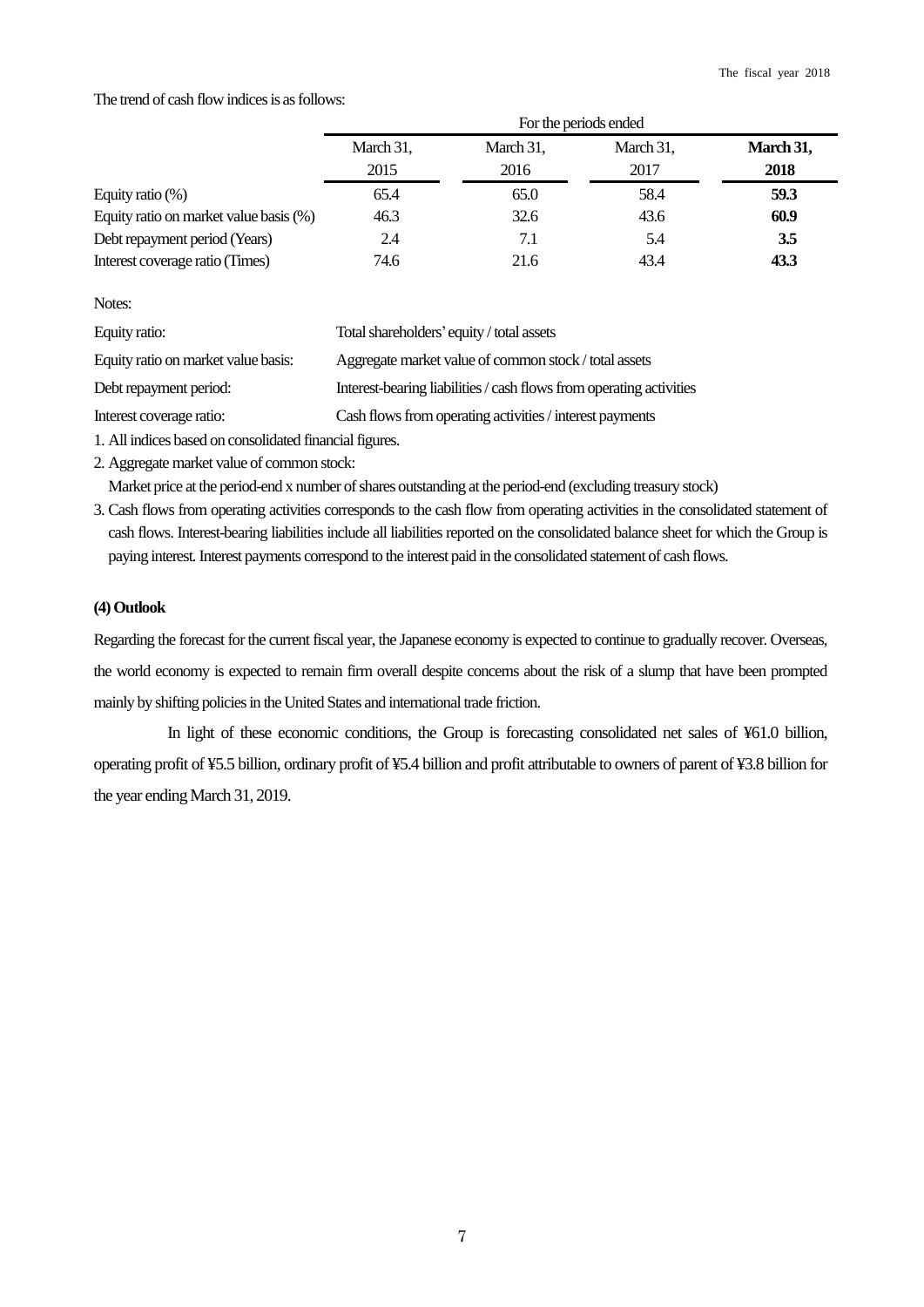The trend of cash flow indices is as follows:

| | For the periods ended | | | |
|---|---|---|---|---|
| | March 31, 2015 | March 31, 2016 | March 31, 2017 | **March 31, 2018** |
| Equity ratio (%) | 65.4 | 65.0 | 58.4 | **59.3** |
| Equity ratio on market value basis (%) | 46.3 | 32.6 | 43.6 | **60.9** |
| Debt repayment period (Years) | 2.4 | 7.1 | 5.4 | **3.5** |
| Interest coverage ratio (Times) | 74.6 | 21.6 | 43.4 | **43.3** |

Notes:

| | |
|---|---|
| Equity ratio: | Total shareholders' equity / total assets |
| Equity ratio on market value basis: | Aggregate market value of common stock / total assets |
| Debt repayment period: | Interest-bearing liabilities / cash flows from operating activities |
| Interest coverage ratio: | Cash flows from operating activities / interest payments |

1. All indices based on consolidated financial figures.
2. Aggregate market value of common stock:
   Market price at the period-end x number of shares outstanding at the period-end (excluding treasury stock)
3. Cash flows from operating activities corresponds to the cash flow from operating activities in the consolidated statement of cash flows. Interest-bearing liabilities include all liabilities reported on the consolidated balance sheet for which the Group is paying interest. Interest payments correspond to the interest paid in the consolidated statement of cash flows.

**(4) Outlook**

Regarding the forecast for the current fiscal year, the Japanese economy is expected to continue to gradually recover. Overseas, the world economy is expected to remain firm overall despite concerns about the risk of a slump that have been prompted mainly by shifting policies in the United States and international trade friction.

In light of these economic conditions, the Group is forecasting consolidated net sales of ¥61.0 billion, operating profit of ¥5.5 billion, ordinary profit of ¥5.4 billion and profit attributable to owners of parent of ¥3.8 billion for the year ending March 31, 2019.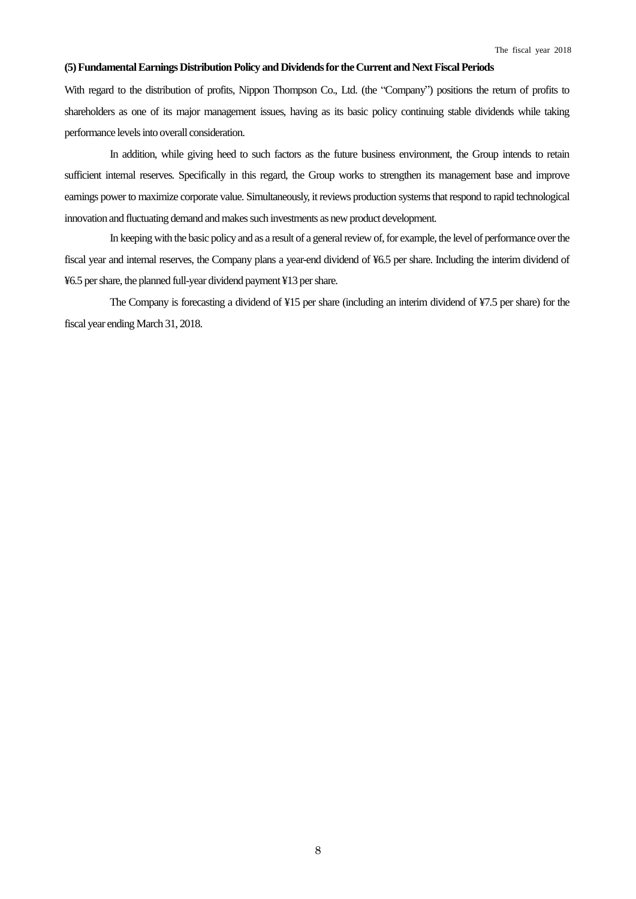### (5) Fundamental Earnings Distribution Policy and Dividends for the Current and Next Fiscal Periods

With regard to the distribution of profits, Nippon Thompson Co., Ltd. (the "Company") positions the return of profits to shareholders as one of its major management issues, having as its basic policy continuing stable dividends while taking performance levels into overall consideration.

In addition, while giving heed to such factors as the future business environment, the Group intends to retain sufficient internal reserves. Specifically in this regard, the Group works to strengthen its management base and improve earnings power to maximize corporate value. Simultaneously, it reviews production systems that respond to rapid technological innovation and fluctuating demand and makes such investments as new product development.

In keeping with the basic policy and as a result of a general review of, for example, the level of performance over the fiscal year and internal reserves, the Company plans a year-end dividend of ¥6.5 per share. Including the interim dividend of ¥6.5 per share, the planned full-year dividend payment ¥13 per share.

The Company is forecasting a dividend of ¥15 per share (including an interim dividend of ¥7.5 per share) for the fiscal year ending March 31, 2018.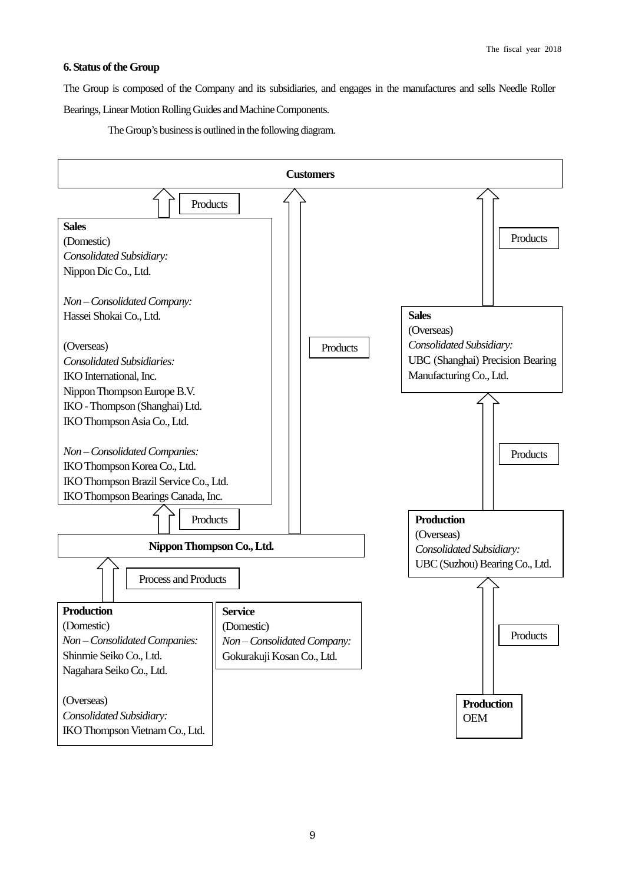## 6. Status of the Group

The Group is composed of the Company and its subsidiaries, and engages in the manufactures and sells Needle Roller Bearings, Linear Motion Rolling Guides and Machine Components.

The Group's business is outlined in the following diagram.

**Customers**

Products

**Sales**
(Domestic)
*Consolidated Subsidiary:*
Nippon Dic Co., Ltd.

*Non – Consolidated Company:*
Hassei Shokai Co., Ltd.

(Overseas)
*Consolidated Subsidiaries:*
IKO International, Inc.
Nippon Thompson Europe B.V.
IKO - Thompson (Shanghai) Ltd.
IKO Thompson Asia Co., Ltd.

*Non – Consolidated Companies:*
IKO Thompson Korea Co., Ltd.
IKO Thompson Brazil Service Co., Ltd.
IKO Thompson Bearings Canada, Inc.

Products

Products

**Nippon Thompson Co., Ltd.**

Process and Products

**Production**
(Domestic)
*Non – Consolidated Companies:*
Shinmie Seiko Co., Ltd.
Nagahara Seiko Co., Ltd.

(Overseas)
*Consolidated Subsidiary:*
IKO Thompson Vietnam Co., Ltd.

**Service**
(Domestic)
*Non – Consolidated Company:*
Gokurakuji Kosan Co., Ltd.

Products

**Sales**
(Overseas)
*Consolidated Subsidiary:*
UBC (Shanghai) Precision Bearing Manufacturing Co., Ltd.

Products

**Production**
(Overseas)
*Consolidated Subsidiary:*
UBC (Suzhou) Bearing Co., Ltd.

Products

**Production**
OEM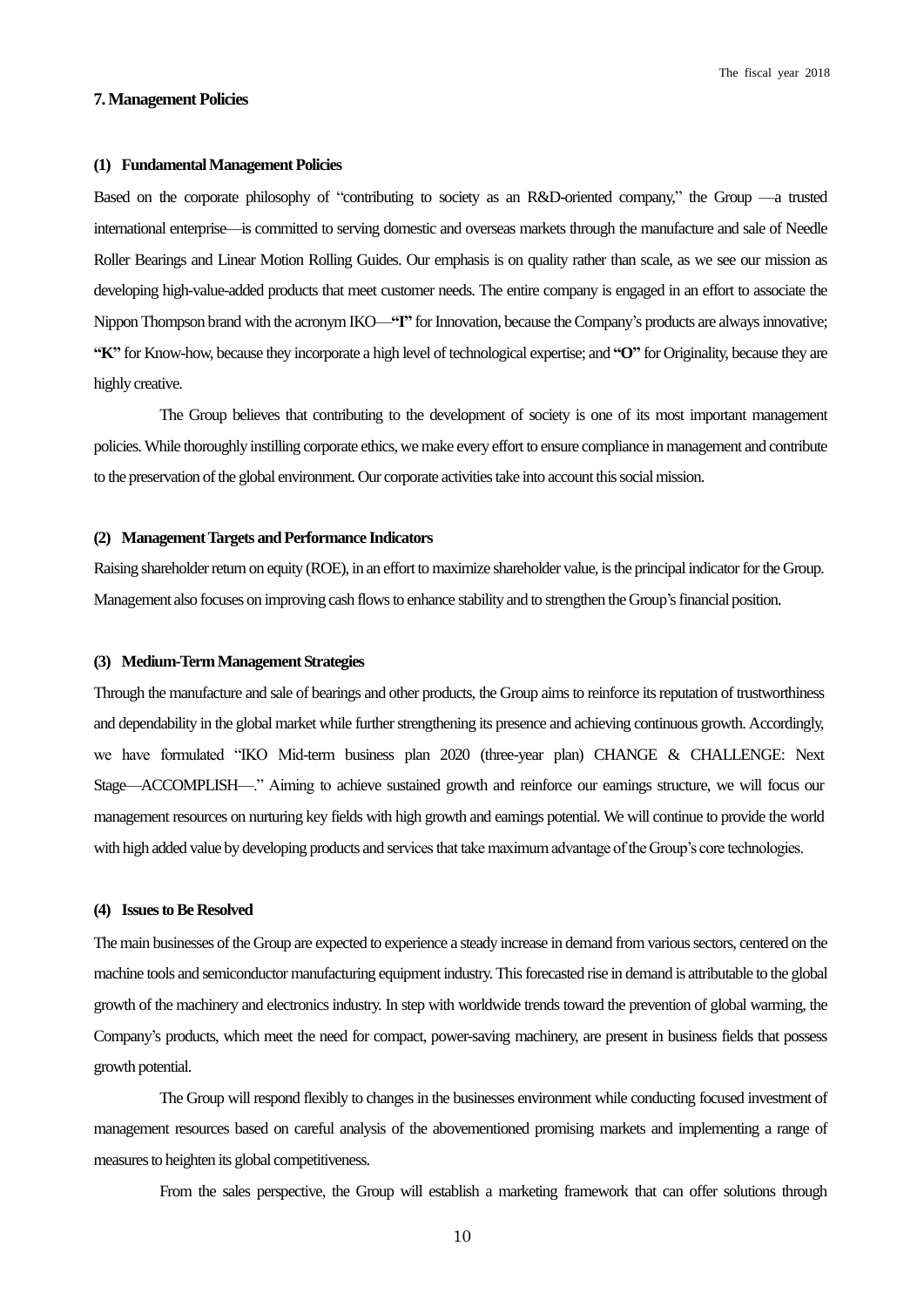## 7. Management Policies

### (1) Fundamental Management Policies

Based on the corporate philosophy of "contributing to society as an R&D-oriented company," the Group —a trusted international enterprise—is committed to serving domestic and overseas markets through the manufacture and sale of Needle Roller Bearings and Linear Motion Rolling Guides. Our emphasis is on quality rather than scale, as we see our mission as developing high-value-added products that meet customer needs. The entire company is engaged in an effort to associate the Nippon Thompson brand with the acronym IKO—**"I"** for Innovation, because the Company's products are always innovative; **"K"** for Know-how, because they incorporate a high level of technological expertise; and **"O"** for Originality, because they are highly creative.

The Group believes that contributing to the development of society is one of its most important management policies. While thoroughly instilling corporate ethics, we make every effort to ensure compliance in management and contribute to the preservation of the global environment. Our corporate activities take into account this social mission.

### (2) Management Targets and Performance Indicators

Raising shareholder return on equity (ROE), in an effort to maximize shareholder value, is the principal indicator for the Group. Management also focuses on improving cash flows to enhance stability and to strengthen the Group's financial position.

### (3) Medium-Term Management Strategies

Through the manufacture and sale of bearings and other products, the Group aims to reinforce its reputation of trustworthiness and dependability in the global market while further strengthening its presence and achieving continuous growth. Accordingly, we have formulated "IKO Mid-term business plan 2020 (three-year plan) CHANGE & CHALLENGE: Next Stage—ACCOMPLISH—." Aiming to achieve sustained growth and reinforce our earnings structure, we will focus our management resources on nurturing key fields with high growth and earnings potential. We will continue to provide the world with high added value by developing products and services that take maximum advantage of the Group's core technologies.

### (4) Issues to Be Resolved

The main businesses of the Group are expected to experience a steady increase in demand from various sectors, centered on the machine tools and semiconductor manufacturing equipment industry. This forecasted rise in demand is attributable to the global growth of the machinery and electronics industry. In step with worldwide trends toward the prevention of global warming, the Company's products, which meet the need for compact, power-saving machinery, are present in business fields that possess growth potential.

The Group will respond flexibly to changes in the businesses environment while conducting focused investment of management resources based on careful analysis of the abovementioned promising markets and implementing a range of measures to heighten its global competitiveness.

From the sales perspective, the Group will establish a marketing framework that can offer solutions through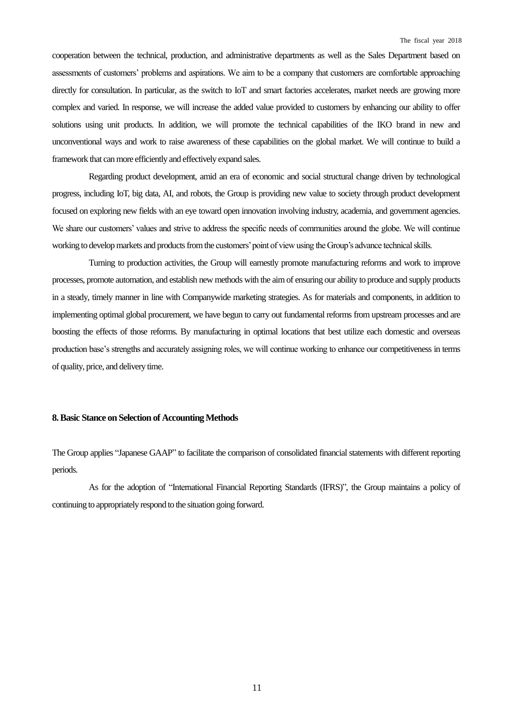cooperation between the technical, production, and administrative departments as well as the Sales Department based on assessments of customers' problems and aspirations. We aim to be a company that customers are comfortable approaching directly for consultation. In particular, as the switch to IoT and smart factories accelerates, market needs are growing more complex and varied. In response, we will increase the added value provided to customers by enhancing our ability to offer solutions using unit products. In addition, we will promote the technical capabilities of the IKO brand in new and unconventional ways and work to raise awareness of these capabilities on the global market. We will continue to build a framework that can more efficiently and effectively expand sales.

Regarding product development, amid an era of economic and social structural change driven by technological progress, including IoT, big data, AI, and robots, the Group is providing new value to society through product development focused on exploring new fields with an eye toward open innovation involving industry, academia, and government agencies. We share our customers' values and strive to address the specific needs of communities around the globe. We will continue working to develop markets and products from the customers' point of view using the Group's advance technical skills.

Turning to production activities, the Group will earnestly promote manufacturing reforms and work to improve processes, promote automation, and establish new methods with the aim of ensuring our ability to produce and supply products in a steady, timely manner in line with Companywide marketing strategies. As for materials and components, in addition to implementing optimal global procurement, we have begun to carry out fundamental reforms from upstream processes and are boosting the effects of those reforms. By manufacturing in optimal locations that best utilize each domestic and overseas production base's strengths and accurately assigning roles, we will continue working to enhance our competitiveness in terms of quality, price, and delivery time.

## 8. Basic Stance on Selection of Accounting Methods

The Group applies "Japanese GAAP" to facilitate the comparison of consolidated financial statements with different reporting periods.

As for the adoption of "International Financial Reporting Standards (IFRS)", the Group maintains a policy of continuing to appropriately respond to the situation going forward.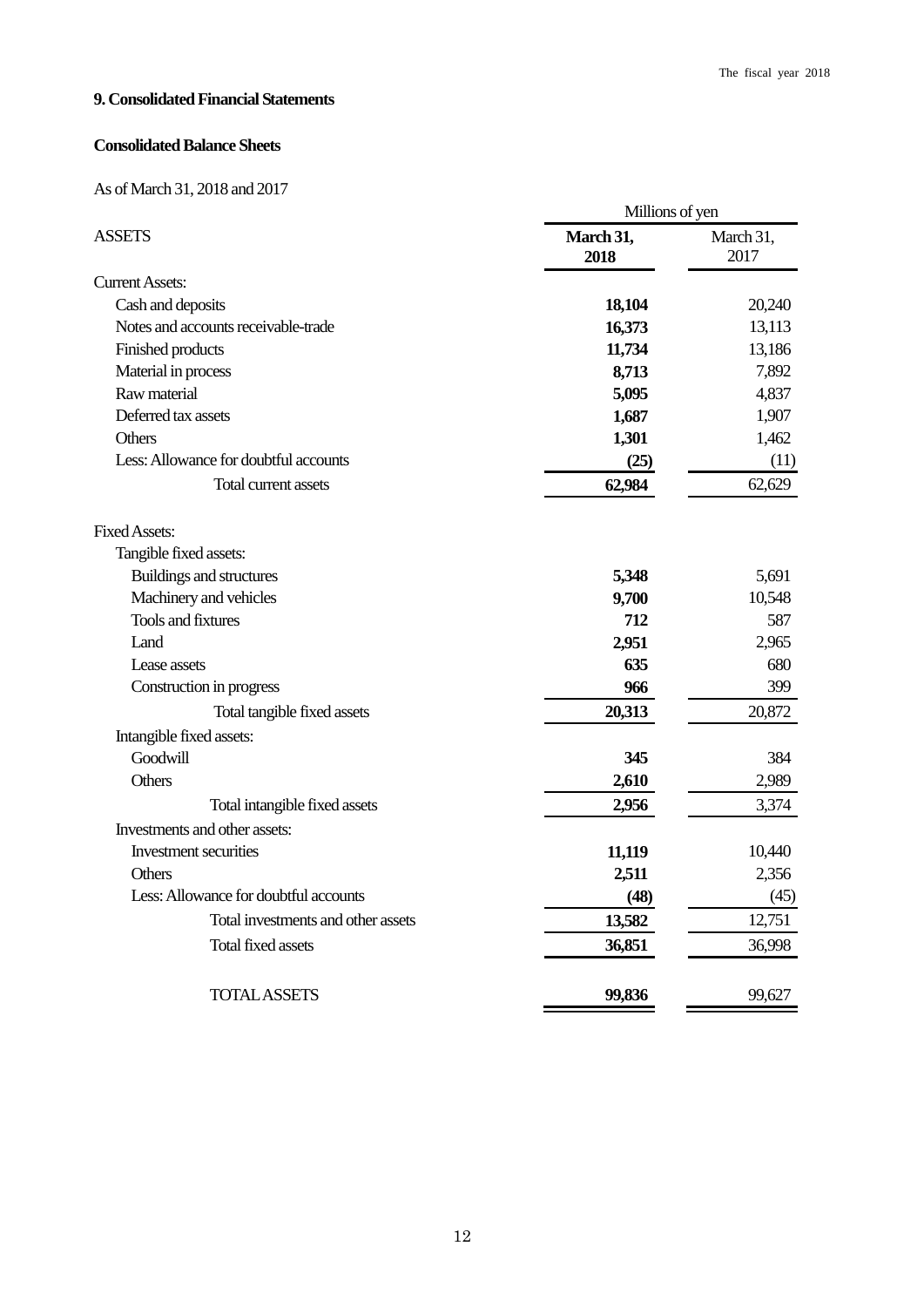## 9. Consolidated Financial Statements

### Consolidated Balance Sheets

As of March 31, 2018 and 2017

| | Millions of yen | |
|---|---|---|
| ASSETS | **March 31, 2018** | March 31, 2017 |
| Current Assets: | | |
| Cash and deposits | **18,104** | 20,240 |
| Notes and accounts receivable-trade | **16,373** | 13,113 |
| Finished products | **11,734** | 13,186 |
| Material in process | **8,713** | 7,892 |
| Raw material | **5,095** | 4,837 |
| Deferred tax assets | **1,687** | 1,907 |
| Others | **1,301** | 1,462 |
| Less: Allowance for doubtful accounts | **(25)** | (11) |
| Total current assets | **62,984** | 62,629 |
| Fixed Assets: | | |
| Tangible fixed assets: | | |
| Buildings and structures | **5,348** | 5,691 |
| Machinery and vehicles | **9,700** | 10,548 |
| Tools and fixtures | **712** | 587 |
| Land | **2,951** | 2,965 |
| Lease assets | **635** | 680 |
| Construction in progress | **966** | 399 |
| Total tangible fixed assets | **20,313** | 20,872 |
| Intangible fixed assets: | | |
| Goodwill | **345** | 384 |
| Others | **2,610** | 2,989 |
| Total intangible fixed assets | **2,956** | 3,374 |
| Investments and other assets: | | |
| Investment securities | **11,119** | 10,440 |
| Others | **2,511** | 2,356 |
| Less: Allowance for doubtful accounts | **(48)** | (45) |
| Total investments and other assets | **13,582** | 12,751 |
| Total fixed assets | **36,851** | 36,998 |
| TOTAL ASSETS | **99,836** | 99,627 |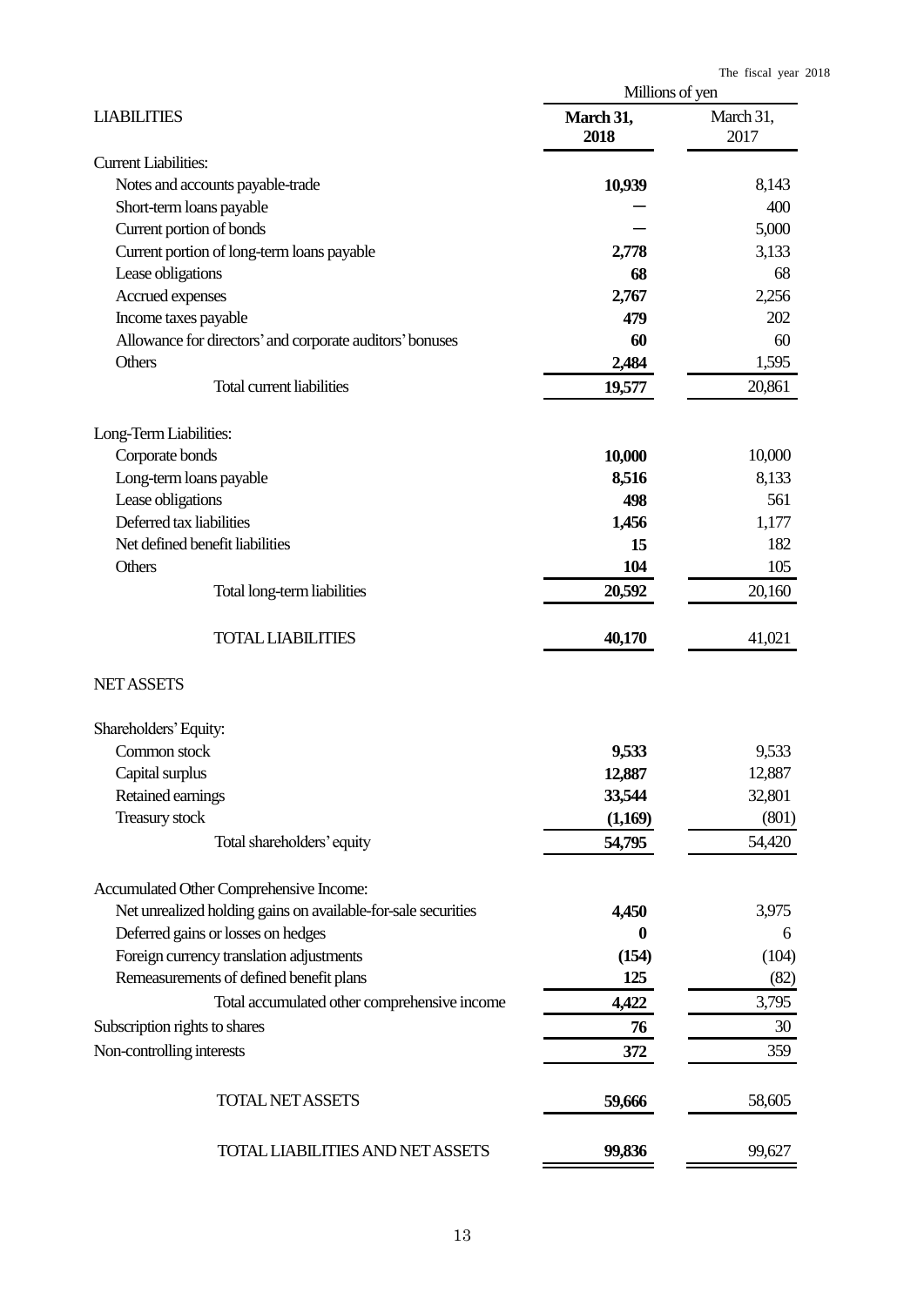The fiscal year 2018

| LIABILITIES | Millions of yen | |
|---|---|---|
| | **March 31, 2018** | March 31, 2017 |
| Current Liabilities: | | |
| Notes and accounts payable-trade | **10,939** | 8,143 |
| Short-term loans payable | **—** | 400 |
| Current portion of bonds | **—** | 5,000 |
| Current portion of long-term loans payable | **2,778** | 3,133 |
| Lease obligations | **68** | 68 |
| Accrued expenses | **2,767** | 2,256 |
| Income taxes payable | **479** | 202 |
| Allowance for directors' and corporate auditors' bonuses | **60** | 60 |
| Others | **2,484** | 1,595 |
| Total current liabilities | **19,577** | 20,861 |
| Long-Term Liabilities: | | |
| Corporate bonds | **10,000** | 10,000 |
| Long-term loans payable | **8,516** | 8,133 |
| Lease obligations | **498** | 561 |
| Deferred tax liabilities | **1,456** | 1,177 |
| Net defined benefit liabilities | **15** | 182 |
| Others | **104** | 105 |
| Total long-term liabilities | **20,592** | 20,160 |
| TOTAL LIABILITIES | **40,170** | 41,021 |
| NET ASSETS | | |
| Shareholders' Equity: | | |
| Common stock | **9,533** | 9,533 |
| Capital surplus | **12,887** | 12,887 |
| Retained earnings | **33,544** | 32,801 |
| Treasury stock | **(1,169)** | (801) |
| Total shareholders' equity | **54,795** | 54,420 |
| Accumulated Other Comprehensive Income: | | |
| Net unrealized holding gains on available-for-sale securities | **4,450** | 3,975 |
| Deferred gains or losses on hedges | **0** | 6 |
| Foreign currency translation adjustments | **(154)** | (104) |
| Remeasurements of defined benefit plans | **125** | (82) |
| Total accumulated other comprehensive income | **4,422** | 3,795 |
| Subscription rights to shares | **76** | 30 |
| Non-controlling interests | **372** | 359 |
| TOTAL NET ASSETS | **59,666** | 58,605 |
| TOTAL LIABILITIES AND NET ASSETS | **99,836** | 99,627 |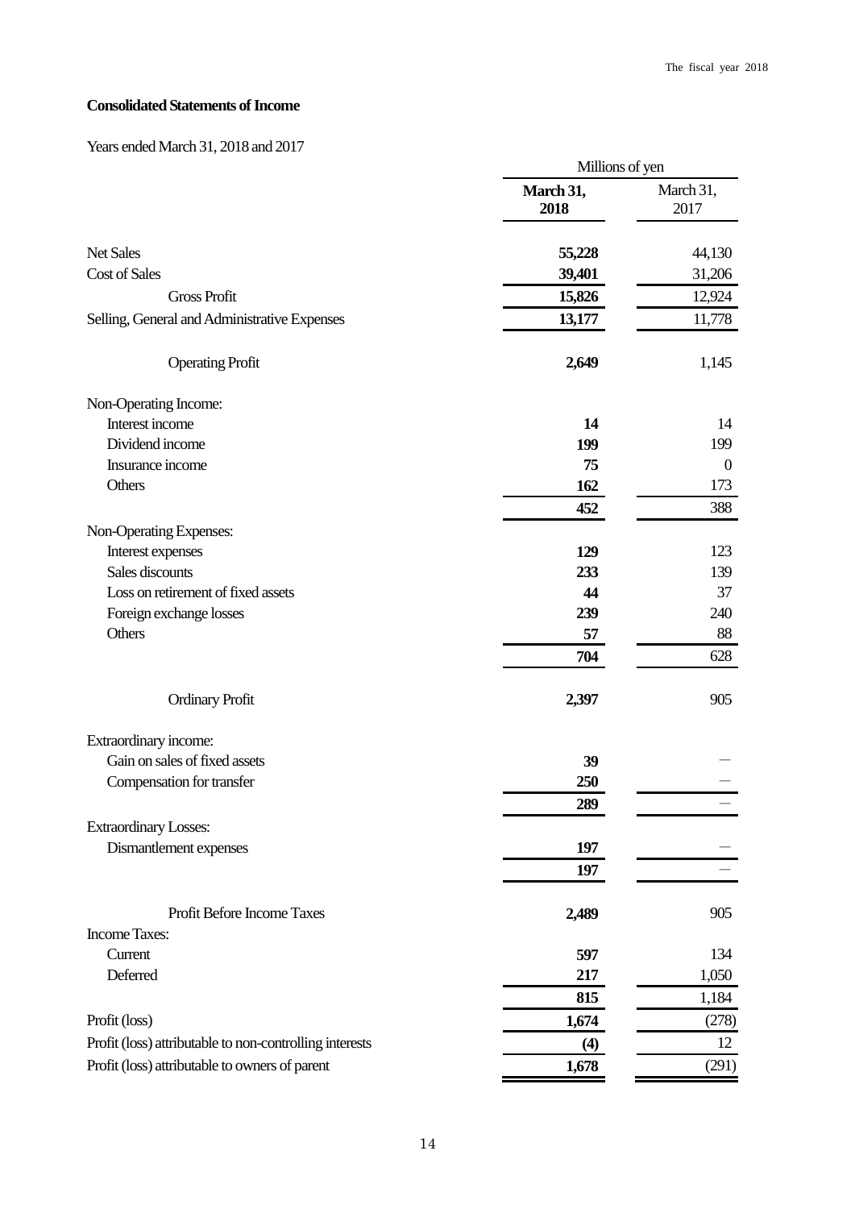## Consolidated Statements of Income

Years ended March 31, 2018 and 2017

| | Millions of yen | |
|---|---|---|
| | **March 31, 2018** | March 31, 2017 |
| Net Sales | **55,228** | 44,130 |
| Cost of Sales | **39,401** | 31,206 |
| Gross Profit | **15,826** | 12,924 |
| Selling, General and Administrative Expenses | **13,177** | 11,778 |
| Operating Profit | **2,649** | 1,145 |
| Non-Operating Income: | | |
| Interest income | **14** | 14 |
| Dividend income | **199** | 199 |
| Insurance income | **75** | 0 |
| Others | **162** | 173 |
| | **452** | 388 |
| Non-Operating Expenses: | | |
| Interest expenses | **129** | 123 |
| Sales discounts | **233** | 139 |
| Loss on retirement of fixed assets | **44** | 37 |
| Foreign exchange losses | **239** | 240 |
| Others | **57** | 88 |
| | **704** | 628 |
| Ordinary Profit | **2,397** | 905 |
| Extraordinary income: | | |
| Gain on sales of fixed assets | **39** | ― |
| Compensation for transfer | **250** | ― |
| | **289** | ― |
| Extraordinary Losses: | | |
| Dismantlement expenses | **197** | ― |
| | **197** | ― |
| Profit Before Income Taxes | **2,489** | 905 |
| Income Taxes: | | |
| Current | **597** | 134 |
| Deferred | **217** | 1,050 |
| | **815** | 1,184 |
| Profit (loss) | **1,674** | (278) |
| Profit (loss) attributable to non-controlling interests | **(4)** | 12 |
| Profit (loss) attributable to owners of parent | **1,678** | (291) |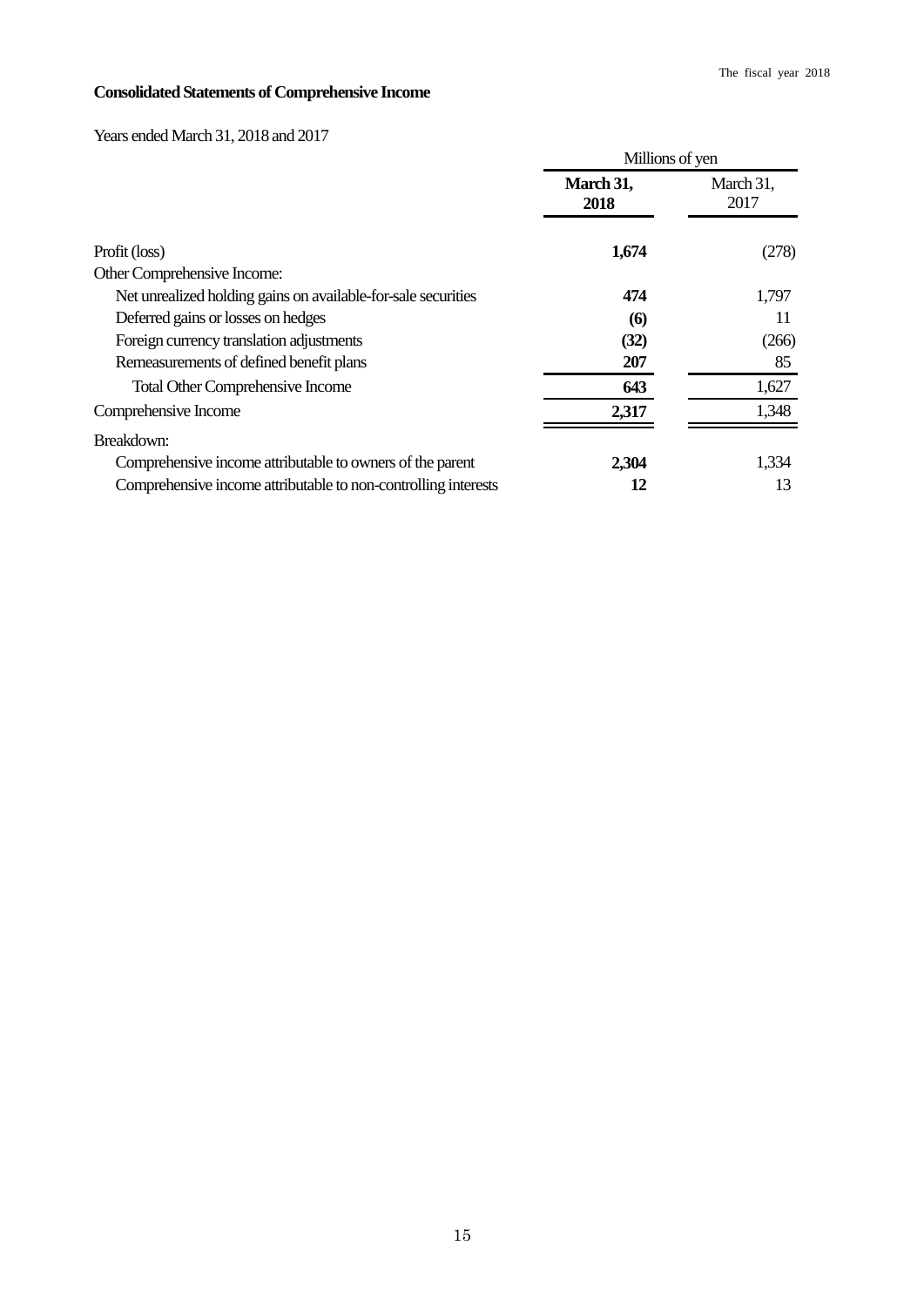## Consolidated Statements of Comprehensive Income

Years ended March 31, 2018 and 2017

| | Millions of yen | |
|---|---|---|
| | **March 31, 2018** | March 31, 2017 |
| Profit (loss) | **1,674** | (278) |
| Other Comprehensive Income: | | |
| Net unrealized holding gains on available-for-sale securities | **474** | 1,797 |
| Deferred gains or losses on hedges | **(6)** | 11 |
| Foreign currency translation adjustments | **(32)** | (266) |
| Remeasurements of defined benefit plans | **207** | 85 |
| Total Other Comprehensive Income | **643** | 1,627 |
| Comprehensive Income | **2,317** | 1,348 |
| Breakdown: | | |
| Comprehensive income attributable to owners of the parent | **2,304** | 1,334 |
| Comprehensive income attributable to non-controlling interests | **12** | 13 |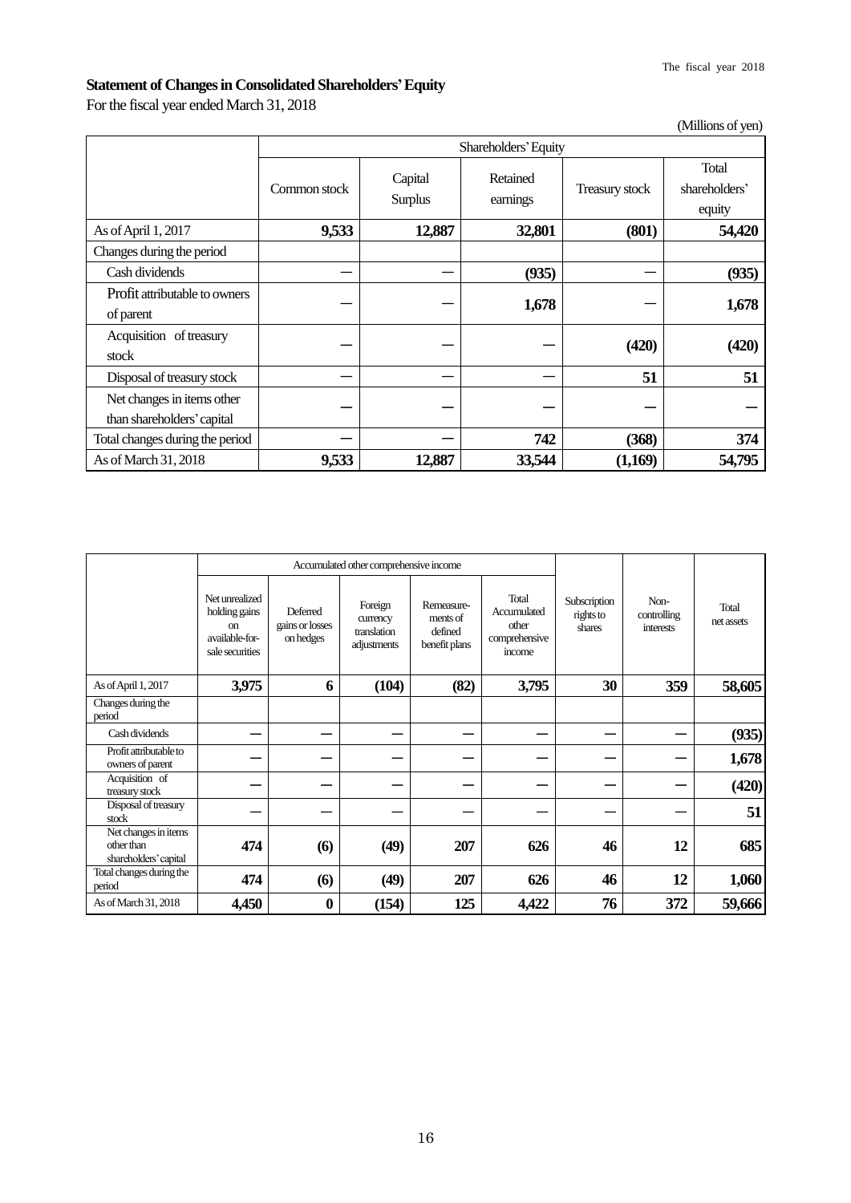**Statement of Changes in Consolidated Shareholders' Equity**

For the fiscal year ended March 31, 2018

(Millions of yen)

| | Shareholders' Equity | | | | |
|---|---|---|---|---|---|
| | Common stock | Capital Surplus | Retained earnings | Treasury stock | Total shareholders' equity |
| As of April 1, 2017 | **9,533** | **12,887** | **32,801** | **(801)** | **54,420** |
| Changes during the period | | | | | |
| Cash dividends | ― | ― | **(935)** | ― | **(935)** |
| Profit attributable to owners of parent | ― | ― | **1,678** | ― | **1,678** |
| Acquisition of treasury stock | ― | ― | ― | **(420)** | **(420)** |
| Disposal of treasury stock | ― | ― | ― | **51** | **51** |
| Net changes in items other than shareholders' capital | ― | ― | ― | ― | ― |
| Total changes during the period | ― | ― | **742** | **(368)** | **374** |
| As of March 31, 2018 | **9,533** | **12,887** | **33,544** | **(1,169)** | **54,795** |

| | Accumulated other comprehensive income | | | | | Subscription rights to shares | Non-controlling interests | Total net assets |
|---|---|---|---|---|---|---|---|---|
| | Net unrealized holding gains on available-for-sale securities | Deferred gains or losses on hedges | Foreign currency translation adjustments | Remeasure-ments of defined benefit plans | Total Accumulated other comprehensive income | | | |
| As of April 1, 2017 | **3,975** | **6** | **(104)** | **(82)** | **3,795** | **30** | **359** | **58,605** |
| Changes during the period | | | | | | | | |
| Cash dividends | ― | ― | ― | ― | ― | ― | ― | **(935)** |
| Profit attributable to owners of parent | ― | ― | ― | ― | ― | ― | ― | **1,678** |
| Acquisition of treasury stock | ― | ― | ― | ― | ― | ― | ― | **(420)** |
| Disposal of treasury stock | ― | ― | ― | ― | ― | ― | ― | **51** |
| Net changes in items other than shareholders' capital | **474** | **(6)** | **(49)** | **207** | **626** | **46** | **12** | **685** |
| Total changes during the period | **474** | **(6)** | **(49)** | **207** | **626** | **46** | **12** | **1,060** |
| As of March 31, 2018 | **4,450** | **0** | **(154)** | **125** | **4,422** | **76** | **372** | **59,666** |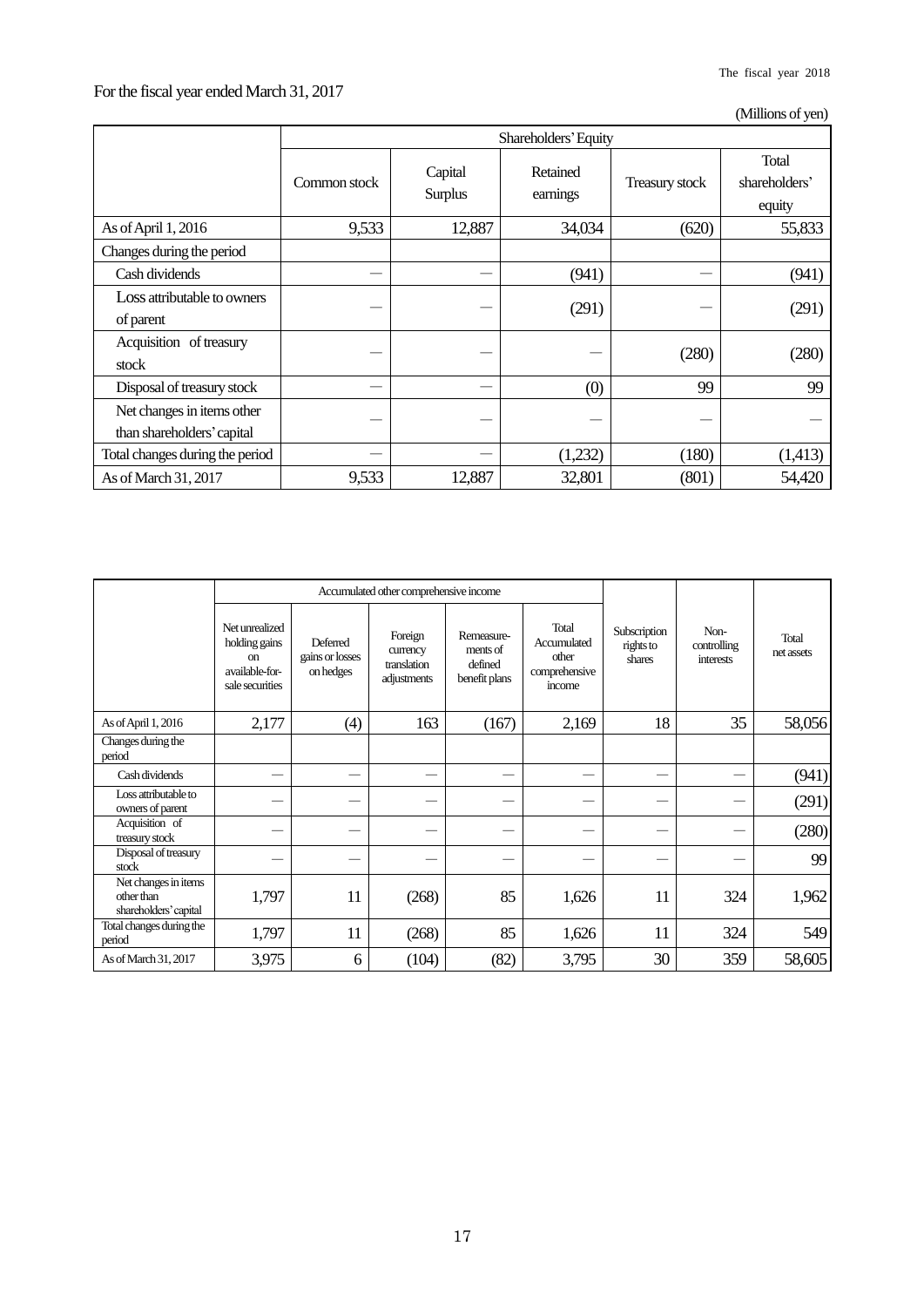For the fiscal year ended March 31, 2017

(Millions of yen)

| | Shareholders' Equity | | | | |
|---|---|---|---|---|---|
| | Common stock | Capital Surplus | Retained earnings | Treasury stock | Total shareholders' equity |
| As of April 1, 2016 | 9,533 | 12,887 | 34,034 | (620) | 55,833 |
| Changes during the period | | | | | |
| Cash dividends | — | — | (941) | — | (941) |
| Loss attributable to owners of parent | — | — | (291) | — | (291) |
| Acquisition of treasury stock | — | — | — | (280) | (280) |
| Disposal of treasury stock | — | — | (0) | 99 | 99 |
| Net changes in items other than shareholders' capital | — | — | — | — | — |
| Total changes during the period | — | — | (1,232) | (180) | (1,413) |
| As of March 31, 2017 | 9,533 | 12,887 | 32,801 | (801) | 54,420 |

| | Accumulated other comprehensive income | | | | | Subscription rights to shares | Non-controlling interests | Total net assets |
|---|---|---|---|---|---|---|---|---|
| | Net unrealized holding gains on available-for-sale securities | Deferred gains or losses on hedges | Foreign currency translation adjustments | Remeasure-ments of defined benefit plans | Total Accumulated other comprehensive income | | | |
| As of April 1, 2016 | 2,177 | (4) | 163 | (167) | 2,169 | 18 | 35 | 58,056 |
| Changes during the period | | | | | | | | |
| Cash dividends | — | — | — | — | — | — | — | (941) |
| Loss attributable to owners of parent | — | — | — | — | — | — | — | (291) |
| Acquisition of treasury stock | — | — | — | — | — | — | — | (280) |
| Disposal of treasury stock | — | — | — | — | — | — | — | 99 |
| Net changes in items other than shareholders' capital | 1,797 | 11 | (268) | 85 | 1,626 | 11 | 324 | 1,962 |
| Total changes during the period | 1,797 | 11 | (268) | 85 | 1,626 | 11 | 324 | 549 |
| As of March 31, 2017 | 3,975 | 6 | (104) | (82) | 3,795 | 30 | 359 | 58,605 |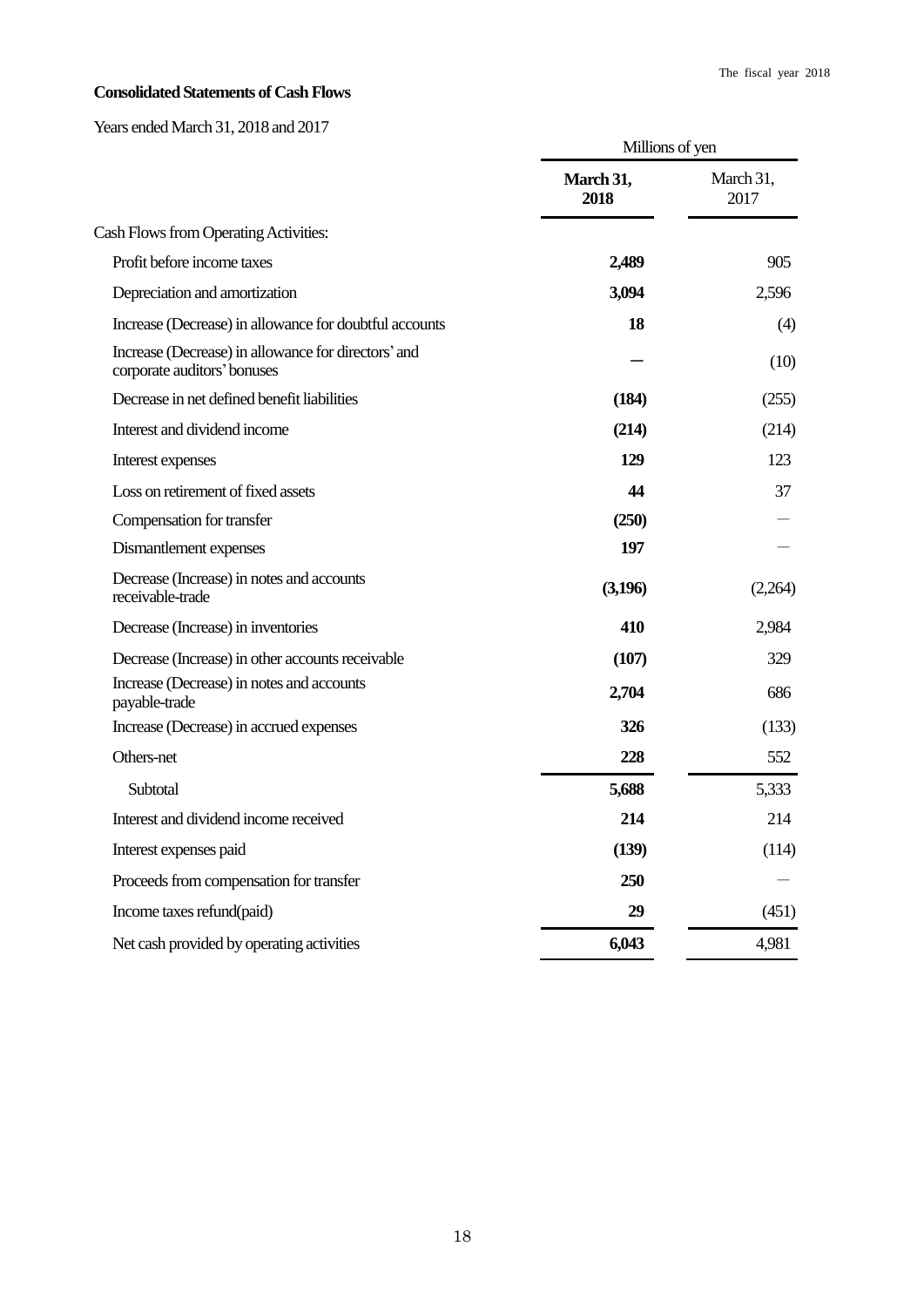## Consolidated Statements of Cash Flows

Years ended March 31, 2018 and 2017

| | Millions of yen | |
|---|---|---|
| | **March 31, 2018** | March 31, 2017 |
| Cash Flows from Operating Activities: | | |
| Profit before income taxes | **2,489** | 905 |
| Depreciation and amortization | **3,094** | 2,596 |
| Increase (Decrease) in allowance for doubtful accounts | **18** | (4) |
| Increase (Decrease) in allowance for directors' and corporate auditors' bonuses | **—** | (10) |
| Decrease in net defined benefit liabilities | **(184)** | (255) |
| Interest and dividend income | **(214)** | (214) |
| Interest expenses | **129** | 123 |
| Loss on retirement of fixed assets | **44** | 37 |
| Compensation for transfer | **(250)** | — |
| Dismantlement expenses | **197** | — |
| Decrease (Increase) in notes and accounts receivable-trade | **(3,196)** | (2,264) |
| Decrease (Increase) in inventories | **410** | 2,984 |
| Decrease (Increase) in other accounts receivable | **(107)** | 329 |
| Increase (Decrease) in notes and accounts payable-trade | **2,704** | 686 |
| Increase (Decrease) in accrued expenses | **326** | (133) |
| Others-net | **228** | 552 |
| Subtotal | **5,688** | 5,333 |
| Interest and dividend income received | **214** | 214 |
| Interest expenses paid | **(139)** | (114) |
| Proceeds from compensation for transfer | **250** | — |
| Income taxes refund(paid) | **29** | (451) |
| Net cash provided by operating activities | **6,043** | 4,981 |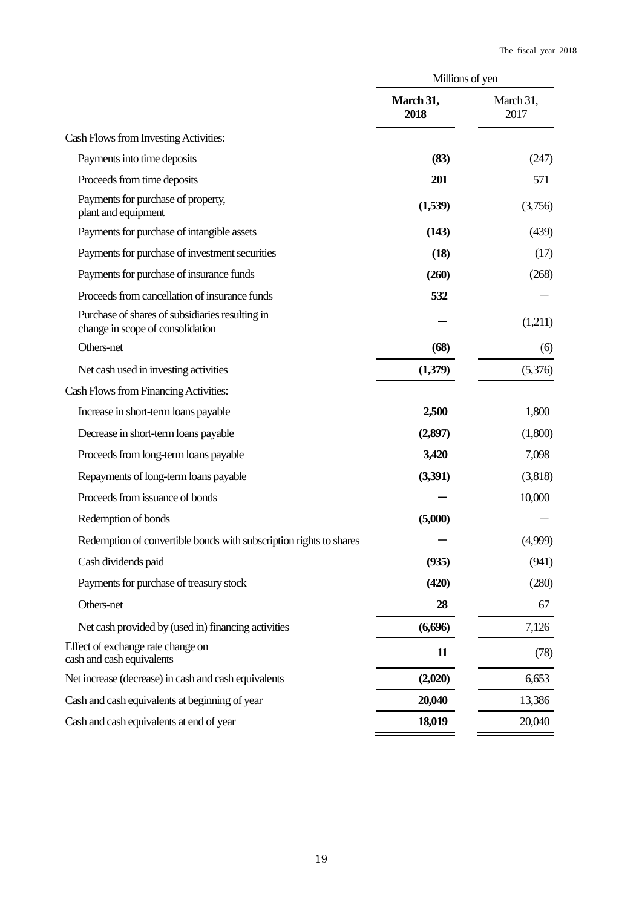| | Millions of yen | |
|---|---|---|
| | **March 31, 2018** | March 31, 2017 |
| Cash Flows from Investing Activities: | | |
| Payments into time deposits | **(83)** | (247) |
| Proceeds from time deposits | **201** | 571 |
| Payments for purchase of property, plant and equipment | **(1,539)** | (3,756) |
| Payments for purchase of intangible assets | **(143)** | (439) |
| Payments for purchase of investment securities | **(18)** | (17) |
| Payments for purchase of insurance funds | **(260)** | (268) |
| Proceeds from cancellation of insurance funds | **532** | ― |
| Purchase of shares of subsidiaries resulting in change in scope of consolidation | **―** | (1,211) |
| Others-net | **(68)** | (6) |
| Net cash used in investing activities | **(1,379)** | (5,376) |
| Cash Flows from Financing Activities: | | |
| Increase in short-term loans payable | **2,500** | 1,800 |
| Decrease in short-term loans payable | **(2,897)** | (1,800) |
| Proceeds from long-term loans payable | **3,420** | 7,098 |
| Repayments of long-term loans payable | **(3,391)** | (3,818) |
| Proceeds from issuance of bonds | **―** | 10,000 |
| Redemption of bonds | **(5,000)** | ― |
| Redemption of convertible bonds with subscription rights to shares | **―** | (4,999) |
| Cash dividends paid | **(935)** | (941) |
| Payments for purchase of treasury stock | **(420)** | (280) |
| Others-net | **28** | 67 |
| Net cash provided by (used in) financing activities | **(6,696)** | 7,126 |
| Effect of exchange rate change on cash and cash equivalents | **11** | (78) |
| Net increase (decrease) in cash and cash equivalents | **(2,020)** | 6,653 |
| Cash and cash equivalents at beginning of year | **20,040** | 13,386 |
| Cash and cash equivalents at end of year | **18,019** | 20,040 |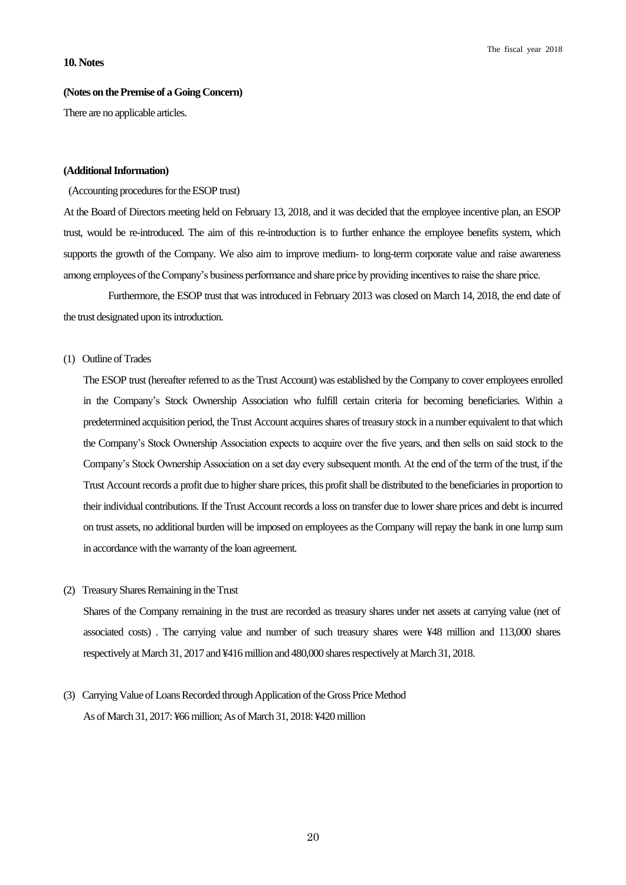## 10. Notes

**(Notes on the Premise of a Going Concern)**

There are no applicable articles.

**(Additional Information)**

(Accounting procedures for the ESOP trust)

At the Board of Directors meeting held on February 13, 2018, and it was decided that the employee incentive plan, an ESOP trust, would be re-introduced. The aim of this re-introduction is to further enhance the employee benefits system, which supports the growth of the Company. We also aim to improve medium- to long-term corporate value and raise awareness among employees of the Company's business performance and share price by providing incentives to raise the share price.

Furthermore, the ESOP trust that was introduced in February 2013 was closed on March 14, 2018, the end date of the trust designated upon its introduction.

(1) Outline of Trades

The ESOP trust (hereafter referred to as the Trust Account) was established by the Company to cover employees enrolled in the Company's Stock Ownership Association who fulfill certain criteria for becoming beneficiaries. Within a predetermined acquisition period, the Trust Account acquires shares of treasury stock in a number equivalent to that which the Company's Stock Ownership Association expects to acquire over the five years, and then sells on said stock to the Company's Stock Ownership Association on a set day every subsequent month. At the end of the term of the trust, if the Trust Account records a profit due to higher share prices, this profit shall be distributed to the beneficiaries in proportion to their individual contributions. If the Trust Account records a loss on transfer due to lower share prices and debt is incurred on trust assets, no additional burden will be imposed on employees as the Company will repay the bank in one lump sum in accordance with the warranty of the loan agreement.

(2) Treasury Shares Remaining in the Trust

Shares of the Company remaining in the trust are recorded as treasury shares under net assets at carrying value (net of associated costs) . The carrying value and number of such treasury shares were ¥48 million and 113,000 shares respectively at March 31, 2017 and ¥416 million and 480,000 shares respectively at March 31, 2018.

(3) Carrying Value of Loans Recorded through Application of the Gross Price Method

As of March 31, 2017: ¥66 million; As of March 31, 2018: ¥420 million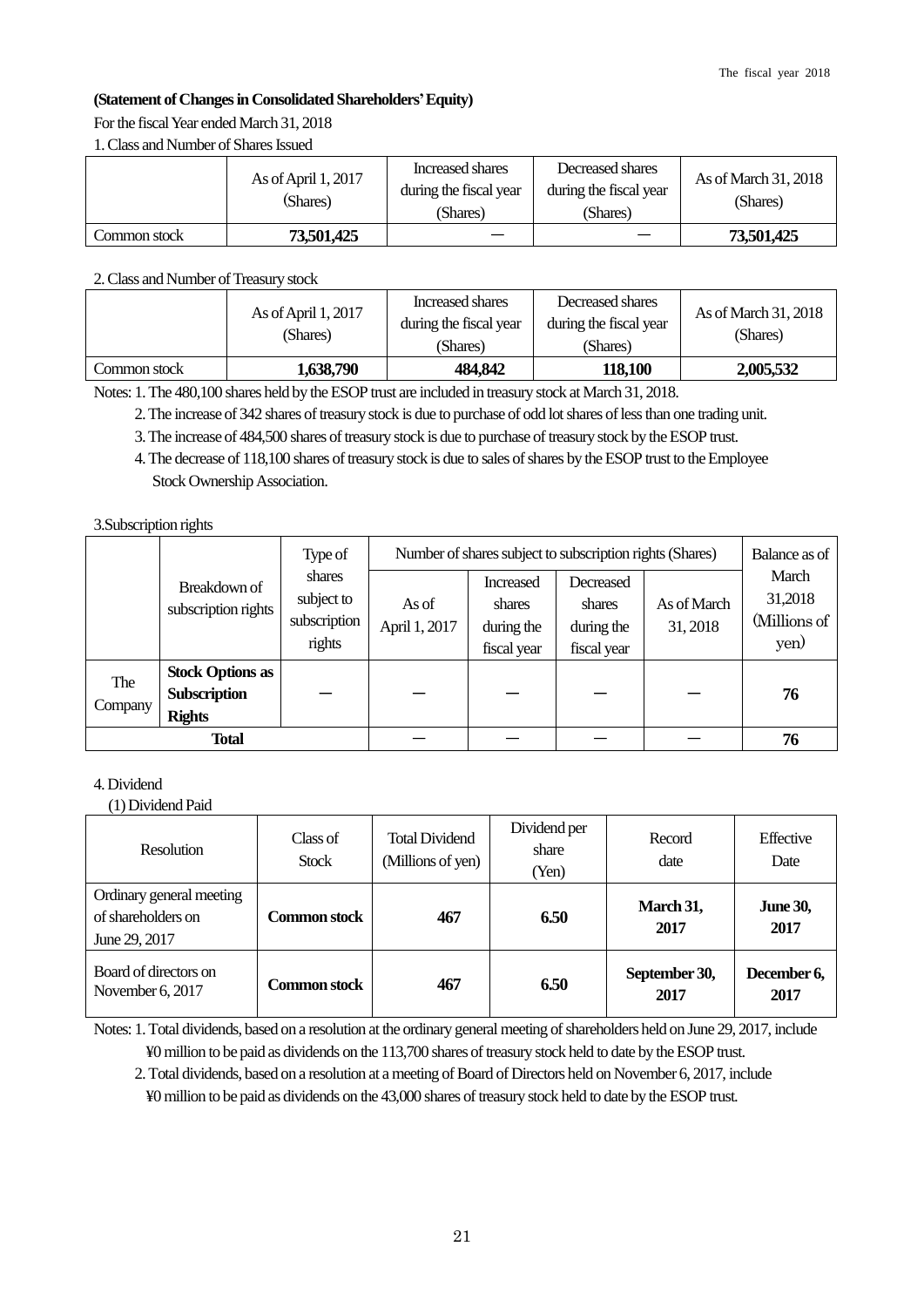**(Statement of Changes in Consolidated Shareholders' Equity)**

For the fiscal Year ended March 31, 2018

1. Class and Number of Shares Issued

| | As of April 1, 2017 (Shares) | Increased shares during the fiscal year (Shares) | Decreased shares during the fiscal year (Shares) | As of March 31, 2018 (Shares) |
|---|---|---|---|---|
| Common stock | **73,501,425** | — | — | **73,501,425** |

2. Class and Number of Treasury stock

| | As of April 1, 2017 (Shares) | Increased shares during the fiscal year (Shares) | Decreased shares during the fiscal year (Shares) | As of March 31, 2018 (Shares) |
|---|---|---|---|---|
| Common stock | **1,638,790** | **484,842** | **118,100** | **2,005,532** |

Notes: 1. The 480,100 shares held by the ESOP trust are included in treasury stock at March 31, 2018.

2. The increase of 342 shares of treasury stock is due to purchase of odd lot shares of less than one trading unit.

3. The increase of 484,500 shares of treasury stock is due to purchase of treasury stock by the ESOP trust.

4. The decrease of 118,100 shares of treasury stock is due to sales of shares by the ESOP trust to the Employee Stock Ownership Association.

3.Subscription rights

| | Breakdown of subscription rights | Type of shares subject to subscription rights | Number of shares subject to subscription rights (Shares) | | | | Balance as of March 31,2018 (Millions of yen) |
|---|---|---|---|---|---|---|---|
| | | | As of April 1, 2017 | Increased shares during the fiscal year | Decreased shares during the fiscal year | As of March 31, 2018 | |
| The Company | **Stock Options as Subscription Rights** | — | — | — | — | — | **76** |
| **Total** | | | — | — | — | — | **76** |

4. Dividend

(1) Dividend Paid

| Resolution | Class of Stock | Total Dividend (Millions of yen) | Dividend per share (Yen) | Record date | Effective Date |
|---|---|---|---|---|---|
| Ordinary general meeting of shareholders on June 29, 2017 | **Common stock** | **467** | **6.50** | **March 31, 2017** | **June 30, 2017** |
| Board of directors on November 6, 2017 | **Common stock** | **467** | **6.50** | **September 30, 2017** | **December 6, 2017** |

Notes: 1. Total dividends, based on a resolution at the ordinary general meeting of shareholders held on June 29, 2017, include ¥0 million to be paid as dividends on the 113,700 shares of treasury stock held to date by the ESOP trust.

2. Total dividends, based on a resolution at a meeting of Board of Directors held on November 6, 2017, include ¥0 million to be paid as dividends on the 43,000 shares of treasury stock held to date by the ESOP trust.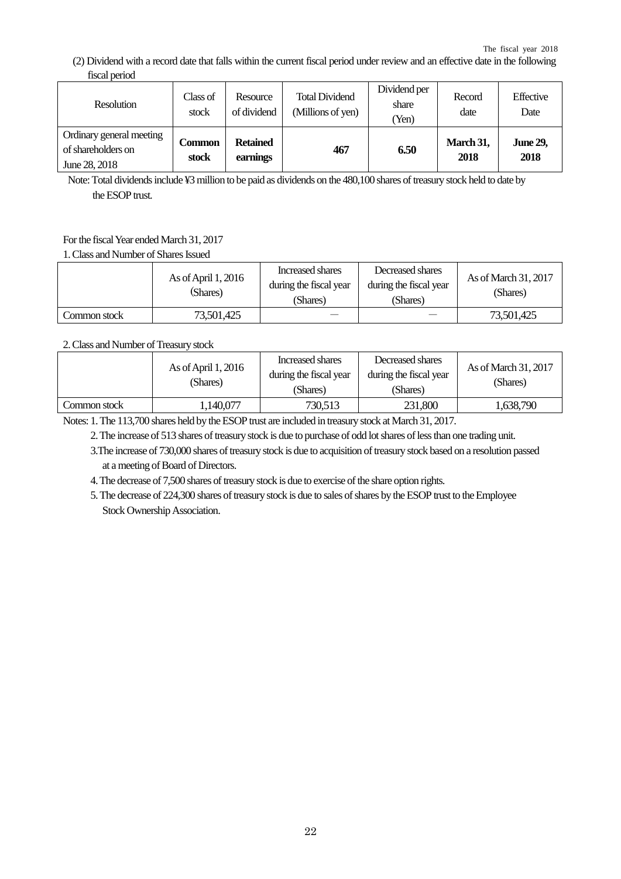(2) Dividend with a record date that falls within the current fiscal period under review and an effective date in the following fiscal period

| Resolution | Class of stock | Resource of dividend | Total Dividend (Millions of yen) | Dividend per share (Yen) | Record date | Effective Date |
|---|---|---|---|---|---|---|
| Ordinary general meeting of shareholders on June 28, 2018 | **Common stock** | **Retained earnings** | **467** | **6.50** | **March 31, 2018** | **June 29, 2018** |

Note: Total dividends include ¥3 million to be paid as dividends on the 480,100 shares of treasury stock held to date by the ESOP trust.

For the fiscal Year ended March 31, 2017

1. Class and Number of Shares Issued

| | As of April 1, 2016 (Shares) | Increased shares during the fiscal year (Shares) | Decreased shares during the fiscal year (Shares) | As of March 31, 2017 (Shares) |
|---|---|---|---|---|
| Common stock | 73,501,425 | — | — | 73,501,425 |

2. Class and Number of Treasury stock

| | As of April 1, 2016 (Shares) | Increased shares during the fiscal year (Shares) | Decreased shares during the fiscal year (Shares) | As of March 31, 2017 (Shares) |
|---|---|---|---|---|
| Common stock | 1,140,077 | 730,513 | 231,800 | 1,638,790 |

Notes: 1. The 113,700 shares held by the ESOP trust are included in treasury stock at March 31, 2017.

2. The increase of 513 shares of treasury stock is due to purchase of odd lot shares of less than one trading unit.

3. The increase of 730,000 shares of treasury stock is due to acquisition of treasury stock based on a resolution passed at a meeting of Board of Directors.

4. The decrease of 7,500 shares of treasury stock is due to exercise of the share option rights.

5. The decrease of 224,300 shares of treasury stock is due to sales of shares by the ESOP trust to the Employee Stock Ownership Association.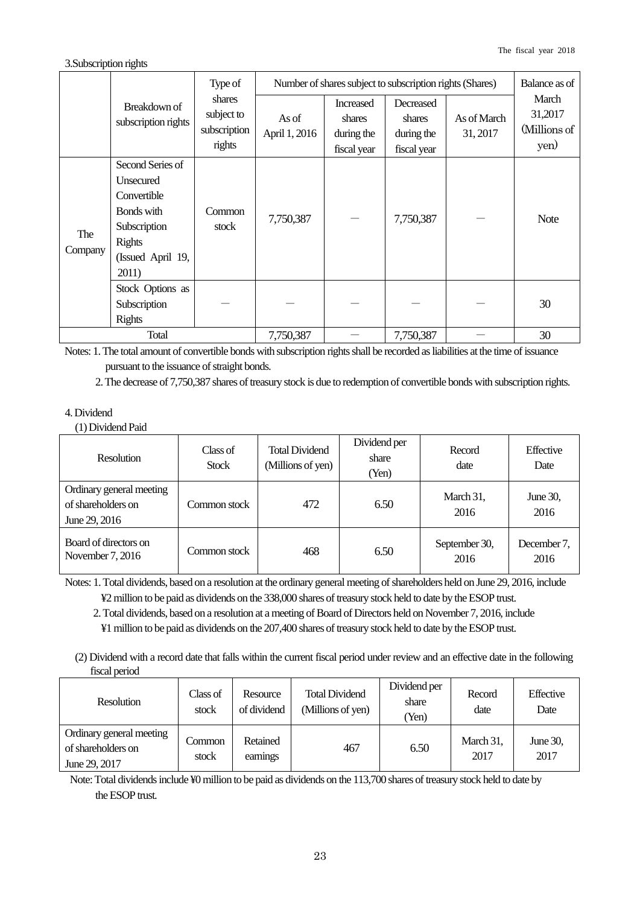3.Subscription rights

| | Breakdown of subscription rights | Type of shares subject to subscription rights | Number of shares subject to subscription rights (Shares) | | | | Balance as of March 31,2017 (Millions of yen) |
|---|---|---|---|---|---|---|---|
| | | | As of April 1, 2016 | Increased shares during the fiscal year | Decreased shares during the fiscal year | As of March 31, 2017 | |
| The Company | Second Series of Unsecured Convertible Bonds with Subscription Rights (Issued April 19, 2011) | Common stock | 7,750,387 | ― | 7,750,387 | ― | Note |
| | Stock Options as Subscription Rights | ― | ― | ― | ― | ― | 30 |
| Total | | | 7,750,387 | ― | 7,750,387 | ― | 30 |

Notes: 1. The total amount of convertible bonds with subscription rights shall be recorded as liabilities at the time of issuance pursuant to the issuance of straight bonds.

2. The decrease of 7,750,387 shares of treasury stock is due to redemption of convertible bonds with subscription rights.

4. Dividend

(1) Dividend Paid

| Resolution | Class of Stock | Total Dividend (Millions of yen) | Dividend per share (Yen) | Record date | Effective Date |
|---|---|---|---|---|---|
| Ordinary general meeting of shareholders on June 29, 2016 | Common stock | 472 | 6.50 | March 31, 2016 | June 30, 2016 |
| Board of directors on November 7, 2016 | Common stock | 468 | 6.50 | September 30, 2016 | December 7, 2016 |

Notes: 1. Total dividends, based on a resolution at the ordinary general meeting of shareholders held on June 29, 2016, include ¥2 million to be paid as dividends on the 338,000 shares of treasury stock held to date by the ESOP trust.

2. Total dividends, based on a resolution at a meeting of Board of Directors held on November 7, 2016, include ¥1 million to be paid as dividends on the 207,400 shares of treasury stock held to date by the ESOP trust.

(2) Dividend with a record date that falls within the current fiscal period under review and an effective date in the following fiscal period

| Resolution | Class of stock | Resource of dividend | Total Dividend (Millions of yen) | Dividend per share (Yen) | Record date | Effective Date |
|---|---|---|---|---|---|---|
| Ordinary general meeting of shareholders on June 29, 2017 | Common stock | Retained earnings | 467 | 6.50 | March 31, 2017 | June 30, 2017 |

Note: Total dividends include ¥0 million to be paid as dividends on the 113,700 shares of treasury stock held to date by the ESOP trust.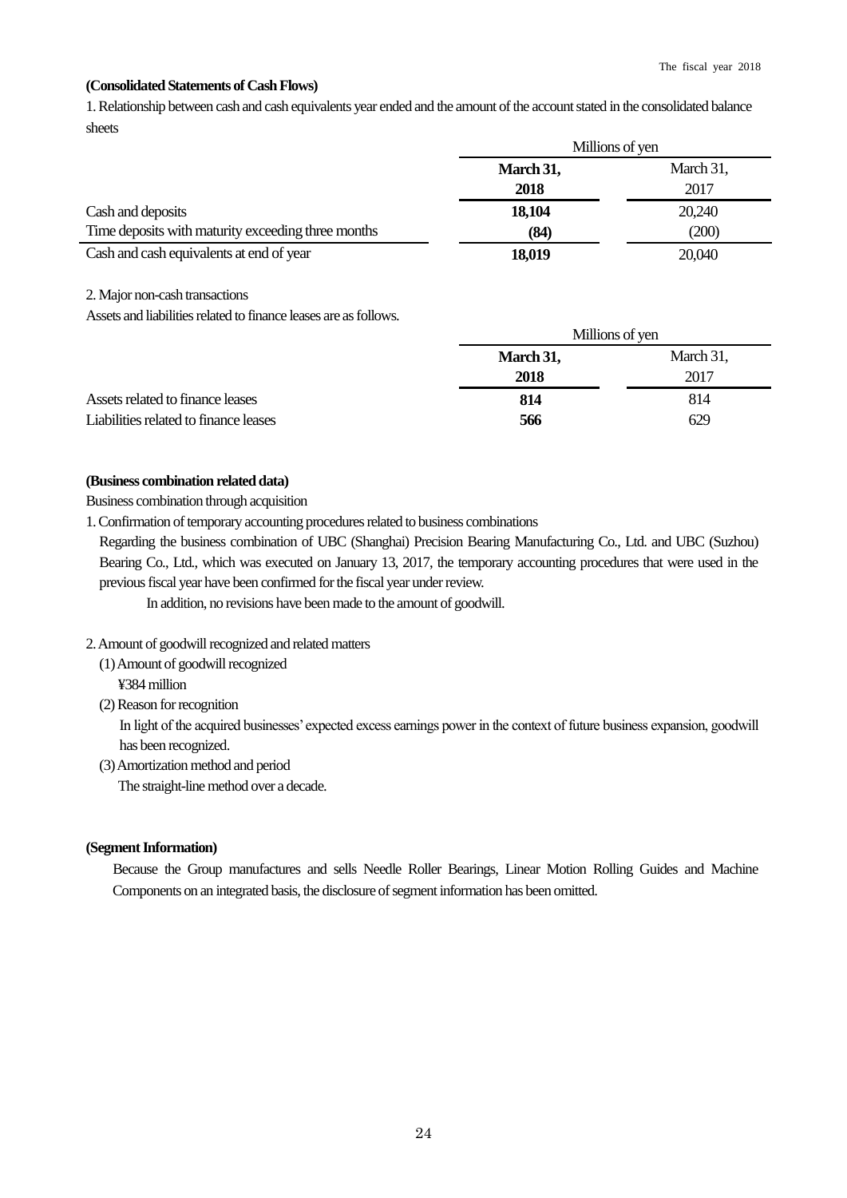**(Consolidated Statements of Cash Flows)**

1. Relationship between cash and cash equivalents year ended and the amount of the account stated in the consolidated balance sheets

| | Millions of yen | |
|---|---|---|
| | **March 31, 2018** | March 31, 2017 |
| Cash and deposits | **18,104** | 20,240 |
| Time deposits with maturity exceeding three months | **(84)** | (200) |
| Cash and cash equivalents at end of year | **18,019** | 20,040 |

2. Major non-cash transactions

Assets and liabilities related to finance leases are as follows.

| | Millions of yen | |
|---|---|---|
| | **March 31, 2018** | March 31, 2017 |
| Assets related to finance leases | **814** | 814 |
| Liabilities related to finance leases | **566** | 629 |

**(Business combination related data)**

Business combination through acquisition

1. Confirmation of temporary accounting procedures related to business combinations

Regarding the business combination of UBC (Shanghai) Precision Bearing Manufacturing Co., Ltd. and UBC (Suzhou) Bearing Co., Ltd., which was executed on January 13, 2017, the temporary accounting procedures that were used in the previous fiscal year have been confirmed for the fiscal year under review.

In addition, no revisions have been made to the amount of goodwill.

2. Amount of goodwill recognized and related matters

(1) Amount of goodwill recognized

¥384 million

(2) Reason for recognition

In light of the acquired businesses' expected excess earnings power in the context of future business expansion, goodwill has been recognized.

(3) Amortization method and period

The straight-line method over a decade.

**(Segment Information)**

Because the Group manufactures and sells Needle Roller Bearings, Linear Motion Rolling Guides and Machine Components on an integrated basis, the disclosure of segment information has been omitted.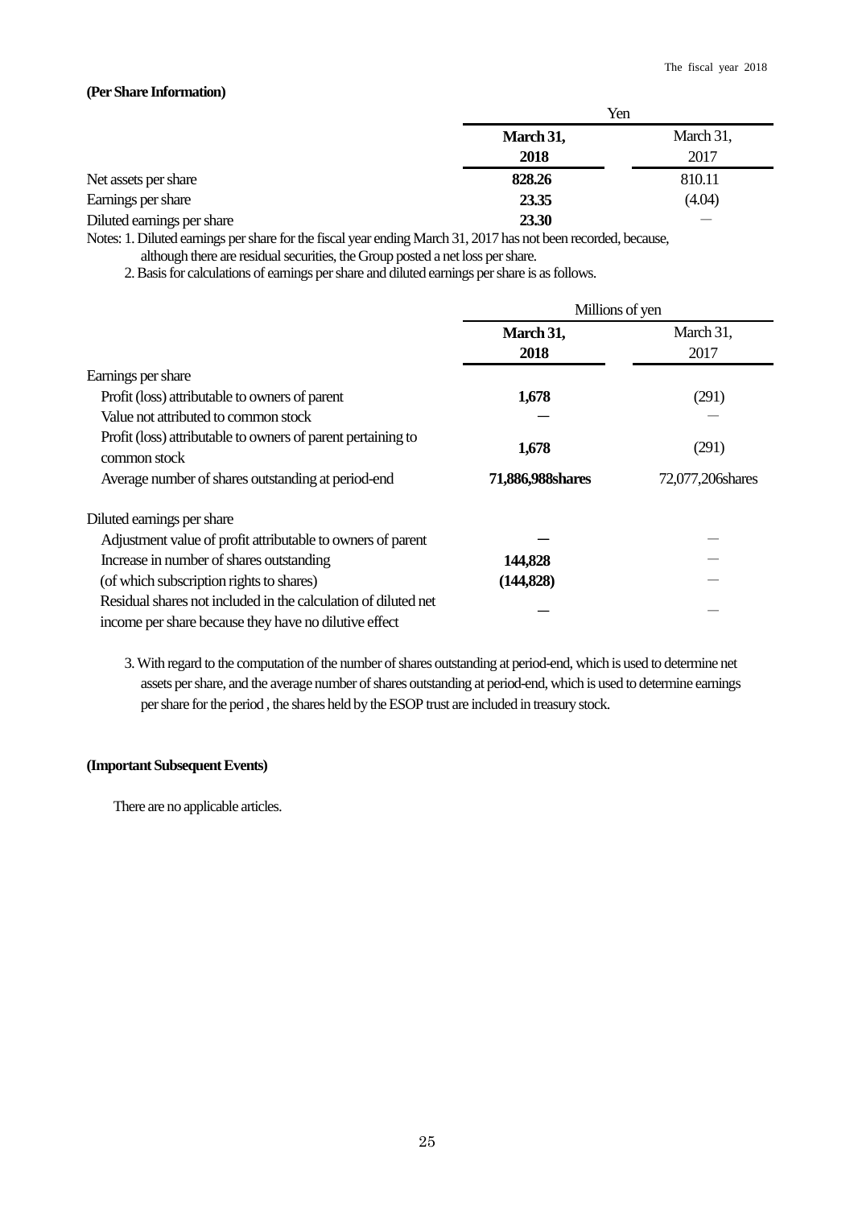**(Per Share Information)**

| | Yen | |
|---|---|---|
| | **March 31, 2018** | March 31, 2017 |
| Net assets per share | **828.26** | 810.11 |
| Earnings per share | **23.35** | (4.04) |
| Diluted earnings per share | **23.30** | — |

Notes: 1. Diluted earnings per share for the fiscal year ending March 31, 2017 has not been recorded, because, although there are residual securities, the Group posted a net loss per share.

2. Basis for calculations of earnings per share and diluted earnings per share is as follows.

| | Millions of yen | |
|---|---|---|
| | **March 31, 2018** | March 31, 2017 |
| Earnings per share | | |
| Profit (loss) attributable to owners of parent | **1,678** | (291) |
| Value not attributed to common stock | **—** | — |
| Profit (loss) attributable to owners of parent pertaining to common stock | **1,678** | (291) |
| Average number of shares outstanding at period-end | **71,886,988shares** | 72,077,206shares |
| Diluted earnings per share | | |
| Adjustment value of profit attributable to owners of parent | **—** | — |
| Increase in number of shares outstanding | **144,828** | — |
| (of which subscription rights to shares) | **(144,828)** | — |
| Residual shares not included in the calculation of diluted net income per share because they have no dilutive effect | **—** | — |

3. With regard to the computation of the number of shares outstanding at period-end, which is used to determine net assets per share, and the average number of shares outstanding at period-end, which is used to determine earnings per share for the period , the shares held by the ESOP trust are included in treasury stock.

**(Important Subsequent Events)**

There are no applicable articles.